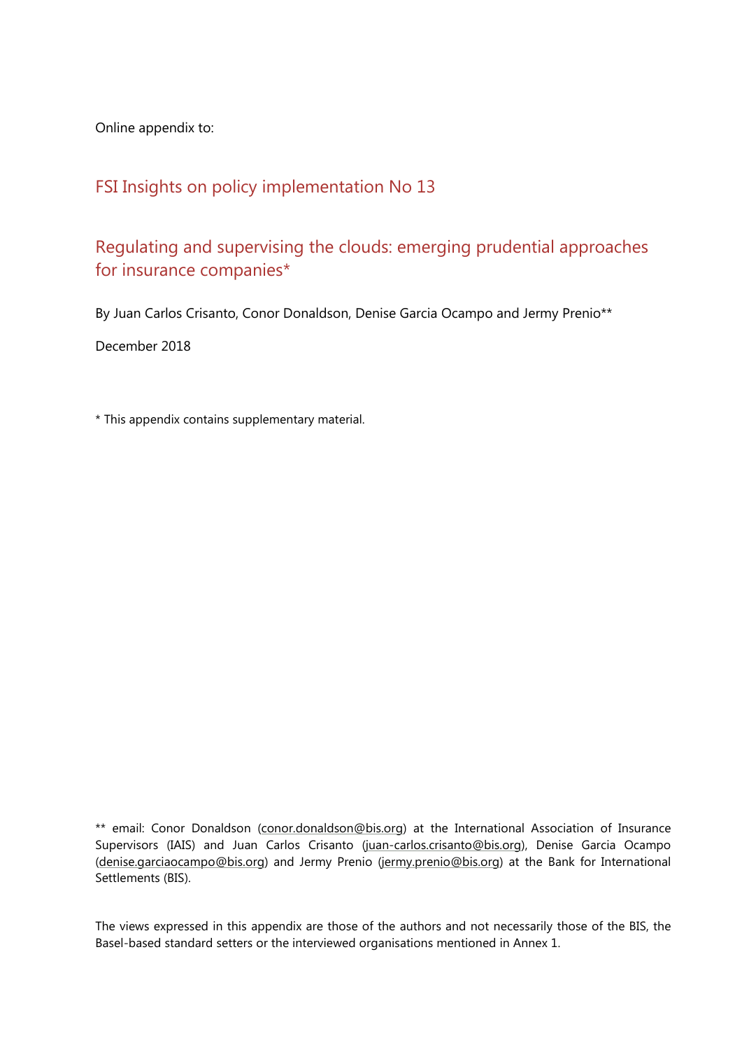Online appendix to:

# FSI Insights on policy implementation No 13

## Regulating and supervising the clouds: emerging prudential approaches for insurance companies*

By Juan Carlos Crisanto, Conor Donaldson, Denise Garcia Ocampo and Jermy Prenio**

December 2018

* This appendix contains supplementary material.

** email: Conor Donaldson (conor.donaldson@bis.org) at the International Association of Insurance Supervisors (IAIS) and Juan Carlos Crisanto (juan-carlos.crisanto@bis.org), Denise Garcia Ocampo (denise.garciaocampo@bis.org) and Jermy Prenio (jermy.prenio@bis.org) at the Bank for International Settlements (BIS).

The views expressed in this appendix are those of the authors and not necessarily those of the BIS, the Basel-based standard setters or the interviewed organisations mentioned in Annex 1.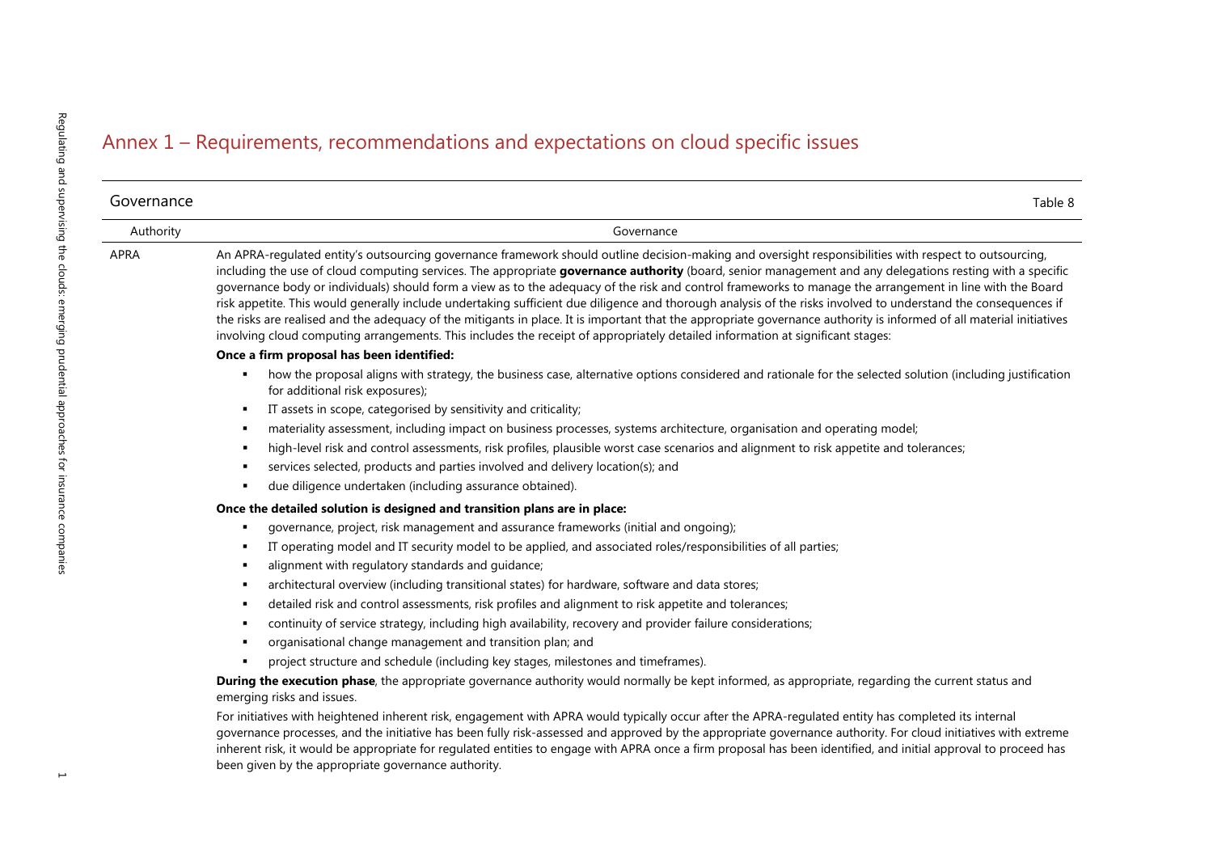# Annex 1 – Requirements, recommendations and expectations on cloud specific issues

## Governance

Table 8

| Authority | Governance |
| --- | --- |
| APRA | An APRA-regulated entity's outsourcing governance framework should outline decision-making and oversight responsibilities with respect to outsourcing, including the use of cloud computing services. The appropriate **governance authority** (board, senior management and any delegations resting with a specific governance body or individuals) should form a view as to the adequacy of the risk and control frameworks to manage the arrangement in line with the Board risk appetite. This would generally include undertaking sufficient due diligence and thorough analysis of the risks involved to understand the consequences if the risks are realised and the adequacy of the mitigants in place. It is important that the appropriate governance authority is informed of all material initiatives involving cloud computing arrangements. This includes the receipt of appropriately detailed information at significant stages:<br><br>**Once a firm proposal has been identified:**<br>▪ how the proposal aligns with strategy, the business case, alternative options considered and rationale for the selected solution (including justification for additional risk exposures);<br>▪ IT assets in scope, categorised by sensitivity and criticality;<br>▪ materiality assessment, including impact on business processes, systems architecture, organisation and operating model;<br>▪ high-level risk and control assessments, risk profiles, plausible worst case scenarios and alignment to risk appetite and tolerances;<br>▪ services selected, products and parties involved and delivery location(s); and<br>▪ due diligence undertaken (including assurance obtained).<br><br>**Once the detailed solution is designed and transition plans are in place:**<br>▪ governance, project, risk management and assurance frameworks (initial and ongoing);<br>▪ IT operating model and IT security model to be applied, and associated roles/responsibilities of all parties;<br>▪ alignment with regulatory standards and guidance;<br>▪ architectural overview (including transitional states) for hardware, software and data stores;<br>▪ detailed risk and control assessments, risk profiles and alignment to risk appetite and tolerances;<br>▪ continuity of service strategy, including high availability, recovery and provider failure considerations;<br>▪ organisational change management and transition plan; and<br>▪ project structure and schedule (including key stages, milestones and timeframes).<br><br>**During the execution phase**, the appropriate governance authority would normally be kept informed, as appropriate, regarding the current status and emerging risks and issues.<br><br>For initiatives with heightened inherent risk, engagement with APRA would typically occur after the APRA-regulated entity has completed its internal governance processes, and the initiative has been fully risk-assessed and approved by the appropriate governance authority. For cloud initiatives with extreme inherent risk, it would be appropriate for regulated entities to engage with APRA once a firm proposal has been identified, and initial approval to proceed has been given by the appropriate governance authority. |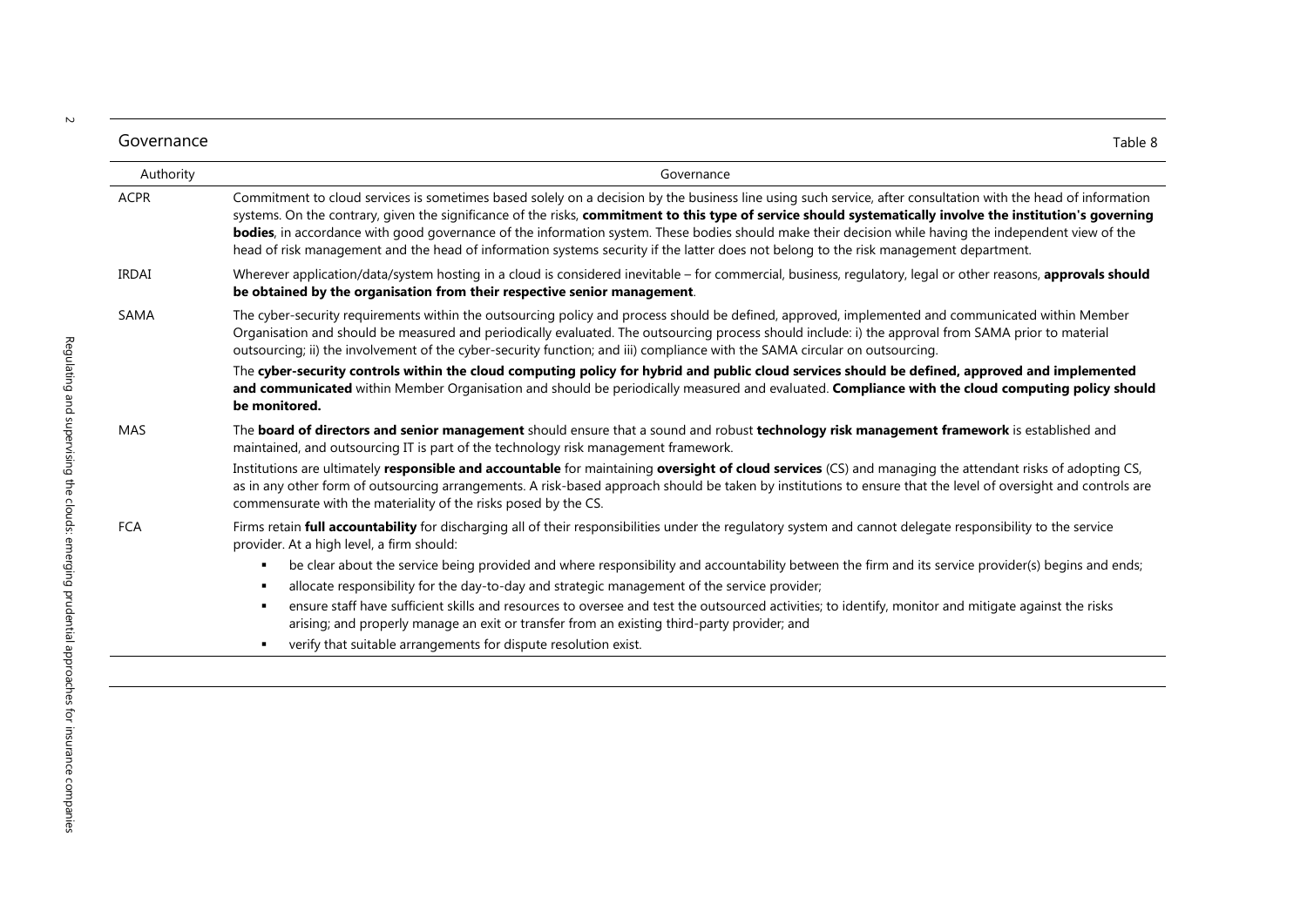Governance — Table 8

| Authority | Governance |
|---|---|
| ACPR | Commitment to cloud services is sometimes based solely on a decision by the business line using such service, after consultation with the head of information systems. On the contrary, given the significance of the risks, **commitment to this type of service should systematically involve the institution's governing bodies**, in accordance with good governance of the information system. These bodies should make their decision while having the independent view of the head of risk management and the head of information systems security if the latter does not belong to the risk management department. |
| IRDAI | Wherever application/data/system hosting in a cloud is considered inevitable – for commercial, business, regulatory, legal or other reasons, **approvals should be obtained by the organisation from their respective senior management**. |
| SAMA | The cyber-security requirements within the outsourcing policy and process should be defined, approved, implemented and communicated within Member Organisation and should be measured and periodically evaluated. The outsourcing process should include: i) the approval from SAMA prior to material outsourcing; ii) the involvement of the cyber-security function; and iii) compliance with the SAMA circular on outsourcing.<br><br>The **cyber-security controls within the cloud computing policy for hybrid and public cloud services should be defined, approved and implemented and communicated** within Member Organisation and should be periodically measured and evaluated. **Compliance with the cloud computing policy should be monitored.** |
| MAS | The **board of directors and senior management** should ensure that a sound and robust **technology risk management framework** is established and maintained, and outsourcing IT is part of the technology risk management framework.<br><br>Institutions are ultimately **responsible and accountable** for maintaining **oversight of cloud services** (CS) and managing the attendant risks of adopting CS, as in any other form of outsourcing arrangements. A risk-based approach should be taken by institutions to ensure that the level of oversight and controls are commensurate with the materiality of the risks posed by the CS. |
| FCA | Firms retain **full accountability** for discharging all of their responsibilities under the regulatory system and cannot delegate responsibility to the service provider. At a high level, a firm should:<br>▪ be clear about the service being provided and where responsibility and accountability between the firm and its service provider(s) begins and ends;<br>▪ allocate responsibility for the day-to-day and strategic management of the service provider;<br>▪ ensure staff have sufficient skills and resources to oversee and test the outsourced activities; to identify, monitor and mitigate against the risks arising; and properly manage an exit or transfer from an existing third-party provider; and<br>▪ verify that suitable arrangements for dispute resolution exist. |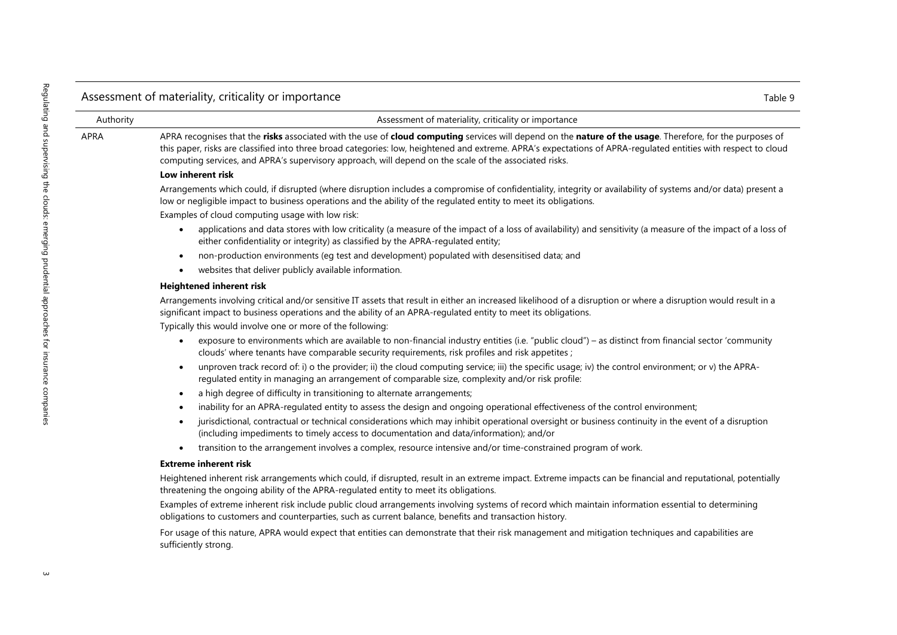## Assessment of materiality, criticality or importance

Table 9

| Authority | Assessment of materiality, criticality or importance |
|---|---|
| APRA | APRA recognises that the **risks** associated with the use of **cloud computing** services will depend on the **nature of the usage**. Therefore, for the purposes of this paper, risks are classified into three broad categories: low, heightened and extreme. APRA's expectations of APRA-regulated entities with respect to cloud computing services, and APRA's supervisory approach, will depend on the scale of the associated risks.<br><br>**Low inherent risk**<br><br>Arrangements which could, if disrupted (where disruption includes a compromise of confidentiality, integrity or availability of systems and/or data) present a low or negligible impact to business operations and the ability of the regulated entity to meet its obligations.<br>Examples of cloud computing usage with low risk:<br>• applications and data stores with low criticality (a measure of the impact of a loss of availability) and sensitivity (a measure of the impact of a loss of either confidentiality or integrity) as classified by the APRA-regulated entity;<br>• non-production environments (eg test and development) populated with desensitised data; and<br>• websites that deliver publicly available information.<br><br>**Heightened inherent risk**<br><br>Arrangements involving critical and/or sensitive IT assets that result in either an increased likelihood of a disruption or where a disruption would result in a significant impact to business operations and the ability of an APRA-regulated entity to meet its obligations.<br>Typically this would involve one or more of the following:<br>• exposure to environments which are available to non-financial industry entities (i.e. "public cloud") – as distinct from financial sector 'community clouds' where tenants have comparable security requirements, risk profiles and risk appetites ;<br>• unproven track record of: i) o the provider; ii) the cloud computing service; iii) the specific usage; iv) the control environment; or v) the APRA-regulated entity in managing an arrangement of comparable size, complexity and/or risk profile:<br>• a high degree of difficulty in transitioning to alternate arrangements;<br>• inability for an APRA-regulated entity to assess the design and ongoing operational effectiveness of the control environment;<br>• jurisdictional, contractual or technical considerations which may inhibit operational oversight or business continuity in the event of a disruption (including impediments to timely access to documentation and data/information); and/or<br>• transition to the arrangement involves a complex, resource intensive and/or time-constrained program of work.<br><br>**Extreme inherent risk**<br><br>Heightened inherent risk arrangements which could, if disrupted, result in an extreme impact. Extreme impacts can be financial and reputational, potentially threatening the ongoing ability of the APRA-regulated entity to meet its obligations.<br>Examples of extreme inherent risk include public cloud arrangements involving systems of record which maintain information essential to determining obligations to customers and counterparties, such as current balance, benefits and transaction history.<br><br>For usage of this nature, APRA would expect that entities can demonstrate that their risk management and mitigation techniques and capabilities are sufficiently strong. |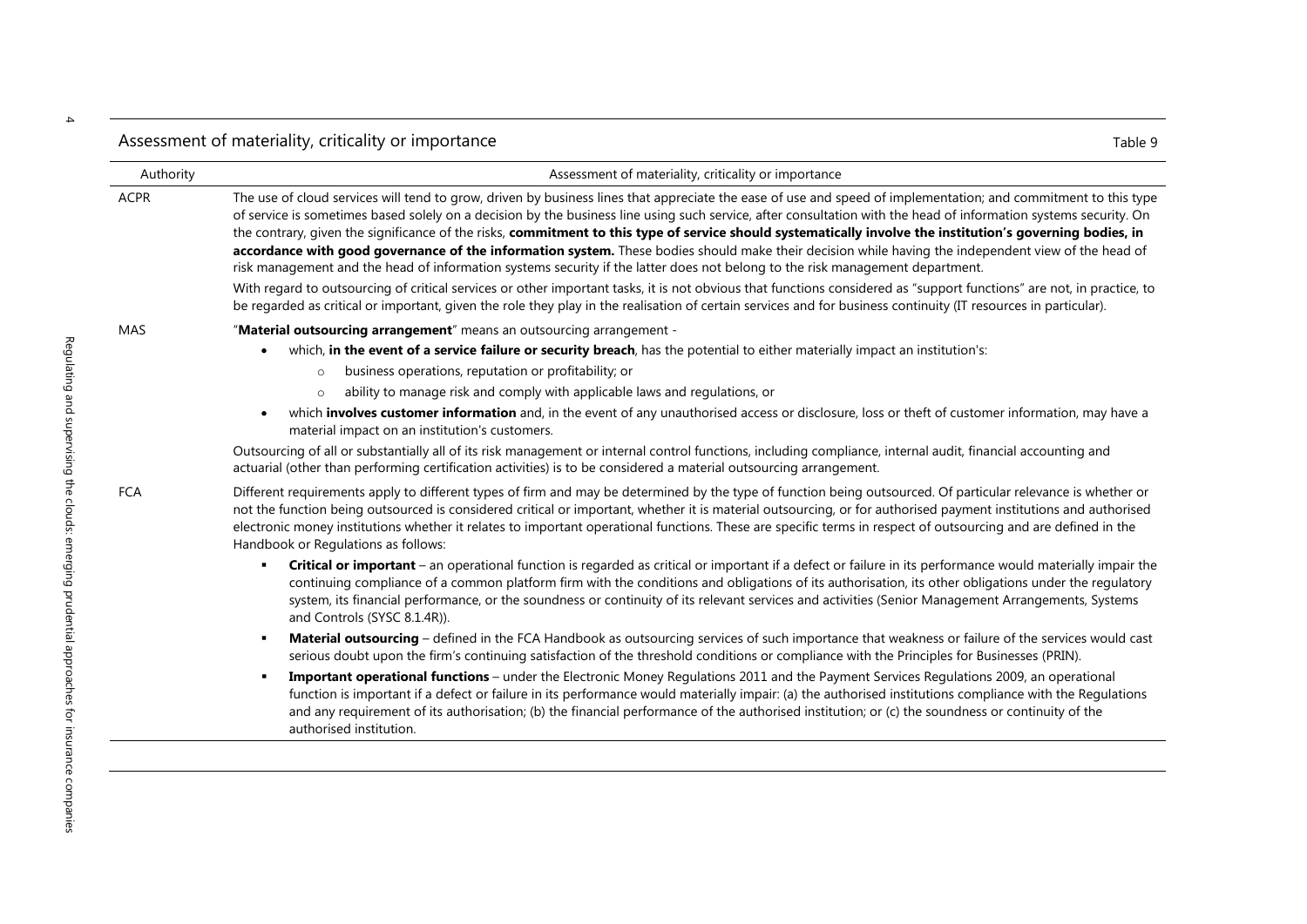## Assessment of materiality, criticality or importance

Table 9

| Authority | Assessment of materiality, criticality or importance |
|---|---|
| ACPR | The use of cloud services will tend to grow, driven by business lines that appreciate the ease of use and speed of implementation; and commitment to this type of service is sometimes based solely on a decision by the business line using such service, after consultation with the head of information systems security. On the contrary, given the significance of the risks, **commitment to this type of service should systematically involve the institution's governing bodies, in accordance with good governance of the information system.** These bodies should make their decision while having the independent view of the head of risk management and the head of information systems security if the latter does not belong to the risk management department.<br><br>With regard to outsourcing of critical services or other important tasks, it is not obvious that functions considered as "support functions" are not, in practice, to be regarded as critical or important, given the role they play in the realisation of certain services and for business continuity (IT resources in particular). |
| MAS | "**Material outsourcing arrangement**" means an outsourcing arrangement -<br>• which, **in the event of a service failure or security breach**, has the potential to either materially impact an institution's:<br>&nbsp;&nbsp;&nbsp;&nbsp;○ business operations, reputation or profitability; or<br>&nbsp;&nbsp;&nbsp;&nbsp;○ ability to manage risk and comply with applicable laws and regulations, or<br>• which **involves customer information** and, in the event of any unauthorised access or disclosure, loss or theft of customer information, may have a material impact on an institution's customers.<br><br>Outsourcing of all or substantially all of its risk management or internal control functions, including compliance, internal audit, financial accounting and actuarial (other than performing certification activities) is to be considered a material outsourcing arrangement. |
| FCA | Different requirements apply to different types of firm and may be determined by the type of function being outsourced. Of particular relevance is whether or not the function being outsourced is considered critical or important, whether it is material outsourcing, or for authorised payment institutions and authorised electronic money institutions whether it relates to important operational functions. These are specific terms in respect of outsourcing and are defined in the Handbook or Regulations as follows:<br>▪ **Critical or important** – an operational function is regarded as critical or important if a defect or failure in its performance would materially impair the continuing compliance of a common platform firm with the conditions and obligations of its authorisation, its other obligations under the regulatory system, its financial performance, or the soundness or continuity of its relevant services and activities (Senior Management Arrangements, Systems and Controls (SYSC 8.1.4R)).<br>▪ **Material outsourcing** – defined in the FCA Handbook as outsourcing services of such importance that weakness or failure of the services would cast serious doubt upon the firm's continuing satisfaction of the threshold conditions or compliance with the Principles for Businesses (PRIN).<br>▪ **Important operational functions** – under the Electronic Money Regulations 2011 and the Payment Services Regulations 2009, an operational function is important if a defect or failure in its performance would materially impair: (a) the authorised institutions compliance with the Regulations and any requirement of its authorisation; (b) the financial performance of the authorised institution; or (c) the soundness or continuity of the authorised institution. |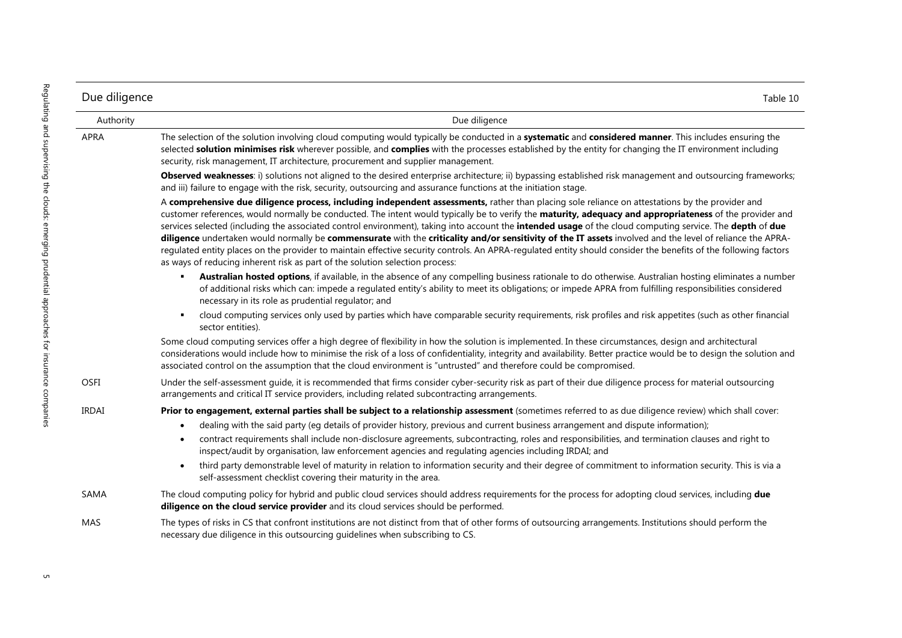## Due diligence

Table 10

| Authority | Due diligence |
|---|---|
| APRA | The selection of the solution involving cloud computing would typically be conducted in a **systematic** and **considered manner**. This includes ensuring the selected **solution minimises risk** wherever possible, and **complies** with the processes established by the entity for changing the IT environment including security, risk management, IT architecture, procurement and supplier management.<br><br>**Observed weaknesses**: i) solutions not aligned to the desired enterprise architecture; ii) bypassing established risk management and outsourcing frameworks; and iii) failure to engage with the risk, security, outsourcing and assurance functions at the initiation stage.<br><br>A **comprehensive due diligence process, including independent assessments,** rather than placing sole reliance on attestations by the provider and customer references, would normally be conducted. The intent would typically be to verify the **maturity, adequacy and appropriateness** of the provider and services selected (including the associated control environment), taking into account the **intended usage** of the cloud computing service. The **depth** of **due diligence** undertaken would normally be **commensurate** with the **criticality and/or sensitivity of the IT assets** involved and the level of reliance the APRA-regulated entity places on the provider to maintain effective security controls. An APRA-regulated entity should consider the benefits of the following factors as ways of reducing inherent risk as part of the solution selection process:<br>▪ **Australian hosted options**, if available, in the absence of any compelling business rationale to do otherwise. Australian hosting eliminates a number of additional risks which can: impede a regulated entity's ability to meet its obligations; or impede APRA from fulfilling responsibilities considered necessary in its role as prudential regulator; and<br>▪ cloud computing services only used by parties which have comparable security requirements, risk profiles and risk appetites (such as other financial sector entities).<br><br>Some cloud computing services offer a high degree of flexibility in how the solution is implemented. In these circumstances, design and architectural considerations would include how to minimise the risk of a loss of confidentiality, integrity and availability. Better practice would be to design the solution and associated control on the assumption that the cloud environment is "untrusted" and therefore could be compromised. |
| OSFI | Under the self-assessment guide, it is recommended that firms consider cyber-security risk as part of their due diligence process for material outsourcing arrangements and critical IT service providers, including related subcontracting arrangements. |
| IRDAI | **Prior to engagement, external parties shall be subject to a relationship assessment** (sometimes referred to as due diligence review) which shall cover:<br>• dealing with the said party (eg details of provider history, previous and current business arrangement and dispute information);<br>• contract requirements shall include non-disclosure agreements, subcontracting, roles and responsibilities, and termination clauses and right to inspect/audit by organisation, law enforcement agencies and regulating agencies including IRDAI; and<br>• third party demonstrable level of maturity in relation to information security and their degree of commitment to information security. This is via a self-assessment checklist covering their maturity in the area. |
| SAMA | The cloud computing policy for hybrid and public cloud services should address requirements for the process for adopting cloud services, including **due diligence on the cloud service provider** and its cloud services should be performed. |
| MAS | The types of risks in CS that confront institutions are not distinct from that of other forms of outsourcing arrangements. Institutions should perform the necessary due diligence in this outsourcing guidelines when subscribing to CS. |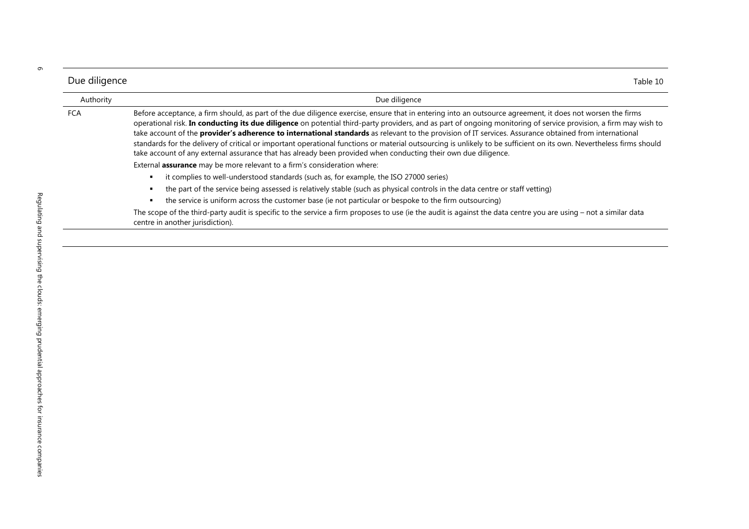## Due diligence

Table 10

| Authority | Due diligence |
|---|---|
| FCA | Before acceptance, a firm should, as part of the due diligence exercise, ensure that in entering into an outsource agreement, it does not worsen the firms operational risk. **In conducting its due diligence** on potential third-party providers, and as part of ongoing monitoring of service provision, a firm may wish to take account of the **provider's adherence to international standards** as relevant to the provision of IT services. Assurance obtained from international standards for the delivery of critical or important operational functions or material outsourcing is unlikely to be sufficient on its own. Nevertheless firms should take account of any external assurance that has already been provided when conducting their own due diligence.<br>External **assurance** may be more relevant to a firm's consideration where:<br>▪ it complies to well-understood standards (such as, for example, the ISO 27000 series)<br>▪ the part of the service being assessed is relatively stable (such as physical controls in the data centre or staff vetting)<br>▪ the service is uniform across the customer base (ie not particular or bespoke to the firm outsourcing)<br>The scope of the third-party audit is specific to the service a firm proposes to use (ie the audit is against the data centre you are using – not a similar data centre in another jurisdiction). |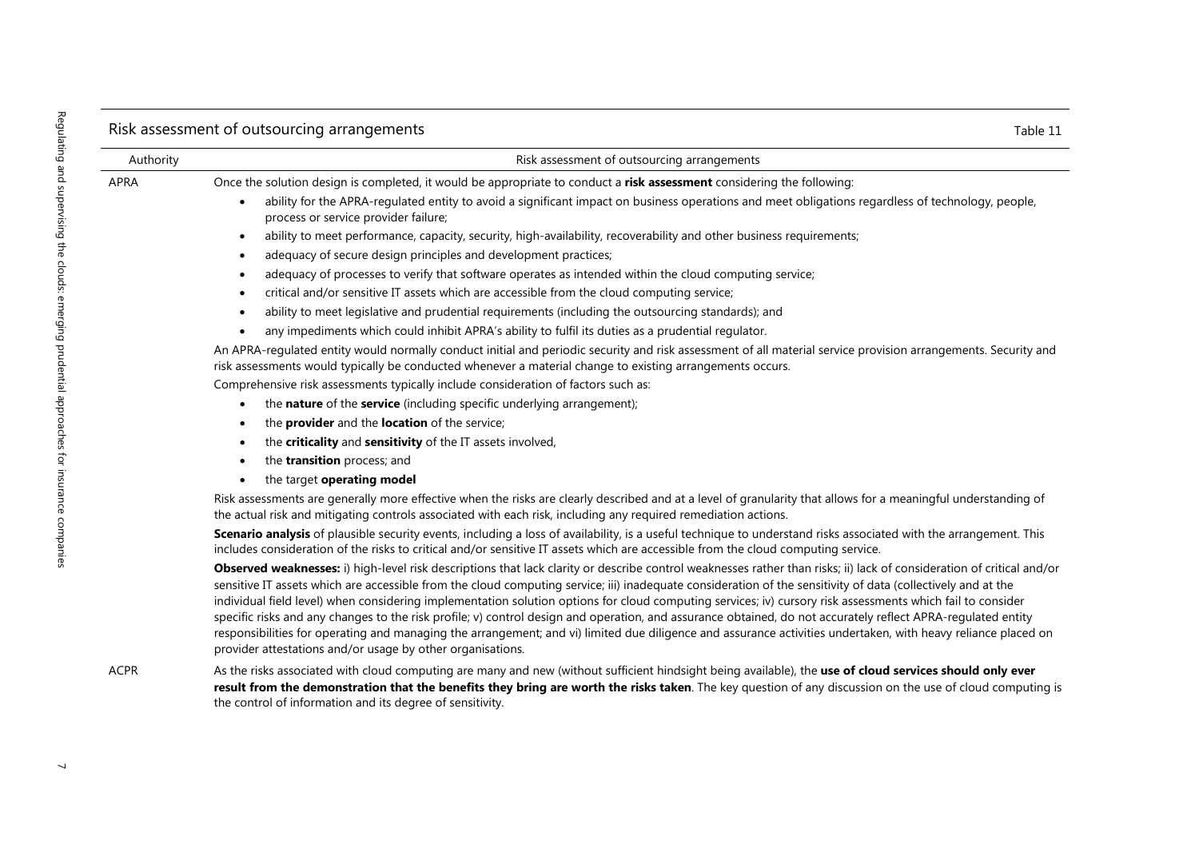## Risk assessment of outsourcing arrangements

Table 11

| Authority | Risk assessment of outsourcing arrangements |
|---|---|
| APRA | Once the solution design is completed, it would be appropriate to conduct a **risk assessment** considering the following:<br>• ability for the APRA-regulated entity to avoid a significant impact on business operations and meet obligations regardless of technology, people, process or service provider failure;<br>• ability to meet performance, capacity, security, high-availability, recoverability and other business requirements;<br>• adequacy of secure design principles and development practices;<br>• adequacy of processes to verify that software operates as intended within the cloud computing service;<br>• critical and/or sensitive IT assets which are accessible from the cloud computing service;<br>• ability to meet legislative and prudential requirements (including the outsourcing standards); and<br>• any impediments which could inhibit APRA's ability to fulfil its duties as a prudential regulator.<br>An APRA-regulated entity would normally conduct initial and periodic security and risk assessment of all material service provision arrangements. Security and risk assessments would typically be conducted whenever a material change to existing arrangements occurs.<br>Comprehensive risk assessments typically include consideration of factors such as:<br>• the **nature** of the **service** (including specific underlying arrangement);<br>• the **provider** and the **location** of the service;<br>• the **criticality** and **sensitivity** of the IT assets involved,<br>• the **transition** process; and<br>• the target **operating model**<br>Risk assessments are generally more effective when the risks are clearly described and at a level of granularity that allows for a meaningful understanding of the actual risk and mitigating controls associated with each risk, including any required remediation actions.<br>**Scenario analysis** of plausible security events, including a loss of availability, is a useful technique to understand risks associated with the arrangement. This includes consideration of the risks to critical and/or sensitive IT assets which are accessible from the cloud computing service.<br>**Observed weaknesses:** i) high-level risk descriptions that lack clarity or describe control weaknesses rather than risks; ii) lack of consideration of critical and/or sensitive IT assets which are accessible from the cloud computing service; iii) inadequate consideration of the sensitivity of data (collectively and at the individual field level) when considering implementation solution options for cloud computing services; iv) cursory risk assessments which fail to consider specific risks and any changes to the risk profile; v) control design and operation, and assurance obtained, do not accurately reflect APRA-regulated entity responsibilities for operating and managing the arrangement; and vi) limited due diligence and assurance activities undertaken, with heavy reliance placed on provider attestations and/or usage by other organisations. |
| ACPR | As the risks associated with cloud computing are many and new (without sufficient hindsight being available), the **use of cloud services should only ever result from the demonstration that the benefits they bring are worth the risks taken**. The key question of any discussion on the use of cloud computing is the control of information and its degree of sensitivity. |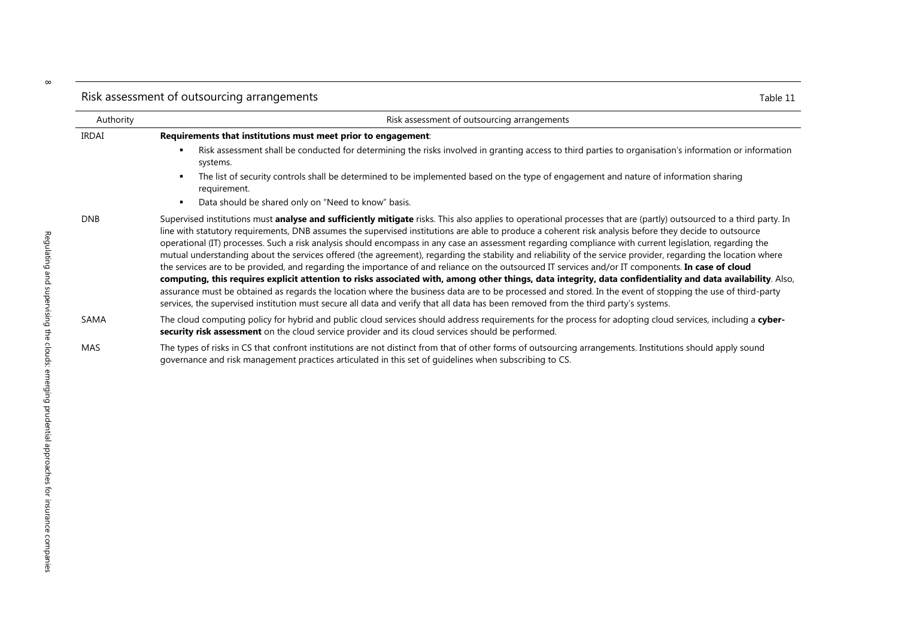## Risk assessment of outsourcing arrangements

Table 11

| Authority | Risk assessment of outsourcing arrangements |
|---|---|
| IRDAI | **Requirements that institutions must meet prior to engagement**: <br>▪ Risk assessment shall be conducted for determining the risks involved in granting access to third parties to organisation's information or information systems. <br>▪ The list of security controls shall be determined to be implemented based on the type of engagement and nature of information sharing requirement. <br>▪ Data should be shared only on "Need to know" basis. |
| DNB | Supervised institutions must **analyse and sufficiently mitigate** risks. This also applies to operational processes that are (partly) outsourced to a third party. In line with statutory requirements, DNB assumes the supervised institutions are able to produce a coherent risk analysis before they decide to outsource operational (IT) processes. Such a risk analysis should encompass in any case an assessment regarding compliance with current legislation, regarding the mutual understanding about the services offered (the agreement), regarding the stability and reliability of the service provider, regarding the location where the services are to be provided, and regarding the importance of and reliance on the outsourced IT services and/or IT components. **In case of cloud computing, this requires explicit attention to risks associated with, among other things, data integrity, data confidentiality and data availability**. Also, assurance must be obtained as regards the location where the business data are to be processed and stored. In the event of stopping the use of third-party services, the supervised institution must secure all data and verify that all data has been removed from the third party's systems. |
| SAMA | The cloud computing policy for hybrid and public cloud services should address requirements for the process for adopting cloud services, including a **cyber-security risk assessment** on the cloud service provider and its cloud services should be performed. |
| MAS | The types of risks in CS that confront institutions are not distinct from that of other forms of outsourcing arrangements. Institutions should apply sound governance and risk management practices articulated in this set of guidelines when subscribing to CS. |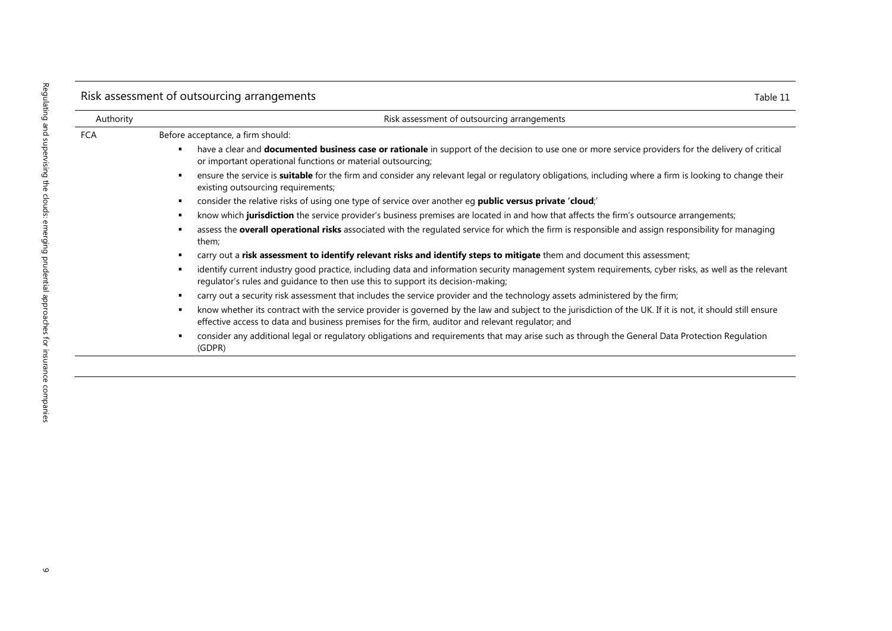## Risk assessment of outsourcing arrangements

Table 11

| Authority | Risk assessment of outsourcing arrangements |
| --- | --- |
| FCA | Before acceptance, a firm should:<br>▪ have a clear and **documented business case or rationale** in support of the decision to use one or more service providers for the delivery of critical or important operational functions or material outsourcing;<br>▪ ensure the service is **suitable** for the firm and consider any relevant legal or regulatory obligations, including where a firm is looking to change their existing outsourcing requirements;<br>▪ consider the relative risks of using one type of service over another eg **public versus private 'cloud**;'<br>▪ know which **jurisdiction** the service provider's business premises are located in and how that affects the firm's outsource arrangements;<br>▪ assess the **overall operational risks** associated with the regulated service for which the firm is responsible and assign responsibility for managing them;<br>▪ carry out a **risk assessment to identify relevant risks and identify steps to mitigate** them and document this assessment;<br>▪ identify current industry good practice, including data and information security management system requirements, cyber risks, as well as the relevant regulator's rules and guidance to then use this to support its decision-making;<br>▪ carry out a security risk assessment that includes the service provider and the technology assets administered by the firm;<br>▪ know whether its contract with the service provider is governed by the law and subject to the jurisdiction of the UK. If it is not, it should still ensure effective access to data and business premises for the firm, auditor and relevant regulator; and<br>▪ consider any additional legal or regulatory obligations and requirements that may arise such as through the General Data Protection Regulation (GDPR) |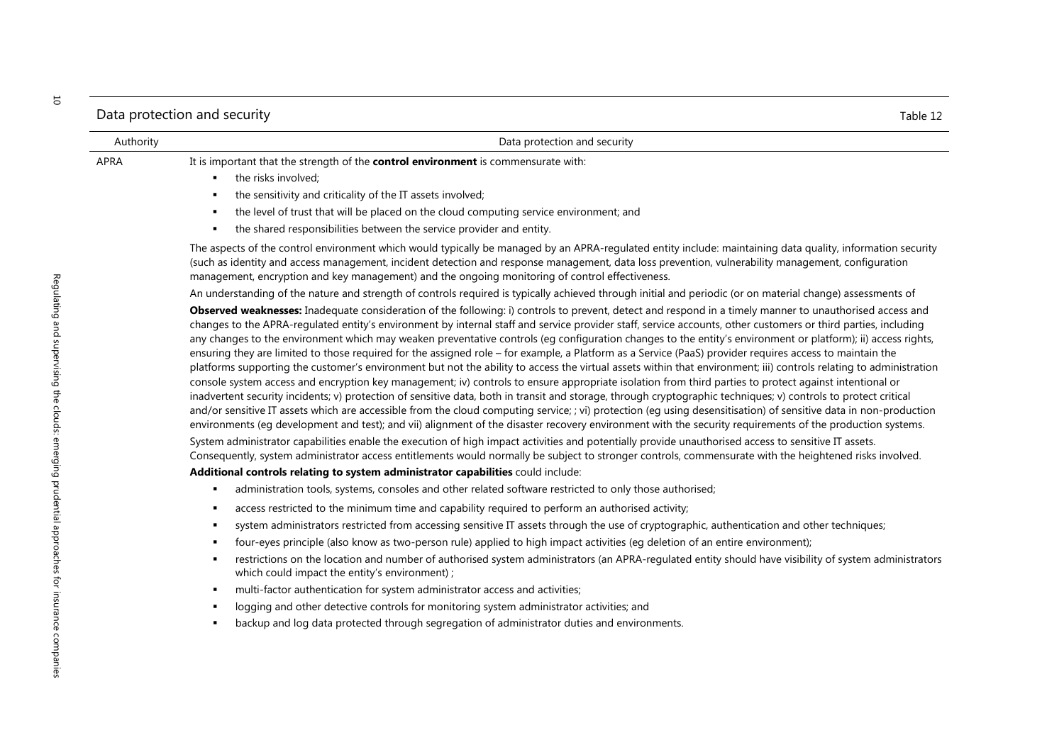## Data protection and security

Table 12

| Authority | Data protection and security |
|---|---|
| APRA | It is important that the strength of the **control environment** is commensurate with:<br>▪ the risks involved;<br>▪ the sensitivity and criticality of the IT assets involved;<br>▪ the level of trust that will be placed on the cloud computing service environment; and<br>▪ the shared responsibilities between the service provider and entity.<br><br>The aspects of the control environment which would typically be managed by an APRA-regulated entity include: maintaining data quality, information security (such as identity and access management, incident detection and response management, data loss prevention, vulnerability management, configuration management, encryption and key management) and the ongoing monitoring of control effectiveness.<br><br>An understanding of the nature and strength of controls required is typically achieved through initial and periodic (or on material change) assessments of<br><br>**Observed weaknesses:** Inadequate consideration of the following: i) controls to prevent, detect and respond in a timely manner to unauthorised access and changes to the APRA-regulated entity's environment by internal staff and service provider staff, service accounts, other customers or third parties, including any changes to the environment which may weaken preventative controls (eg configuration changes to the entity's environment or platform); ii) access rights, ensuring they are limited to those required for the assigned role – for example, a Platform as a Service (PaaS) provider requires access to maintain the platforms supporting the customer's environment but not the ability to access the virtual assets within that environment; iii) controls relating to administration console system access and encryption key management; iv) controls to ensure appropriate isolation from third parties to protect against intentional or inadvertent security incidents; v) protection of sensitive data, both in transit and storage, through cryptographic techniques; v) controls to protect critical and/or sensitive IT assets which are accessible from the cloud computing service; ; vi) protection (eg using desensitisation) of sensitive data in non-production environments (eg development and test); and vii) alignment of the disaster recovery environment with the security requirements of the production systems.<br><br>System administrator capabilities enable the execution of high impact activities and potentially provide unauthorised access to sensitive IT assets. Consequently, system administrator access entitlements would normally be subject to stronger controls, commensurate with the heightened risks involved.<br><br>**Additional controls relating to system administrator capabilities** could include:<br>▪ administration tools, systems, consoles and other related software restricted to only those authorised;<br>▪ access restricted to the minimum time and capability required to perform an authorised activity;<br>▪ system administrators restricted from accessing sensitive IT assets through the use of cryptographic, authentication and other techniques;<br>▪ four-eyes principle (also know as two-person rule) applied to high impact activities (eg deletion of an entire environment);<br>▪ restrictions on the location and number of authorised system administrators (an APRA-regulated entity should have visibility of system administrators which could impact the entity's environment) ;<br>▪ multi-factor authentication for system administrator access and activities;<br>▪ logging and other detective controls for monitoring system administrator activities; and<br>▪ backup and log data protected through segregation of administrator duties and environments. |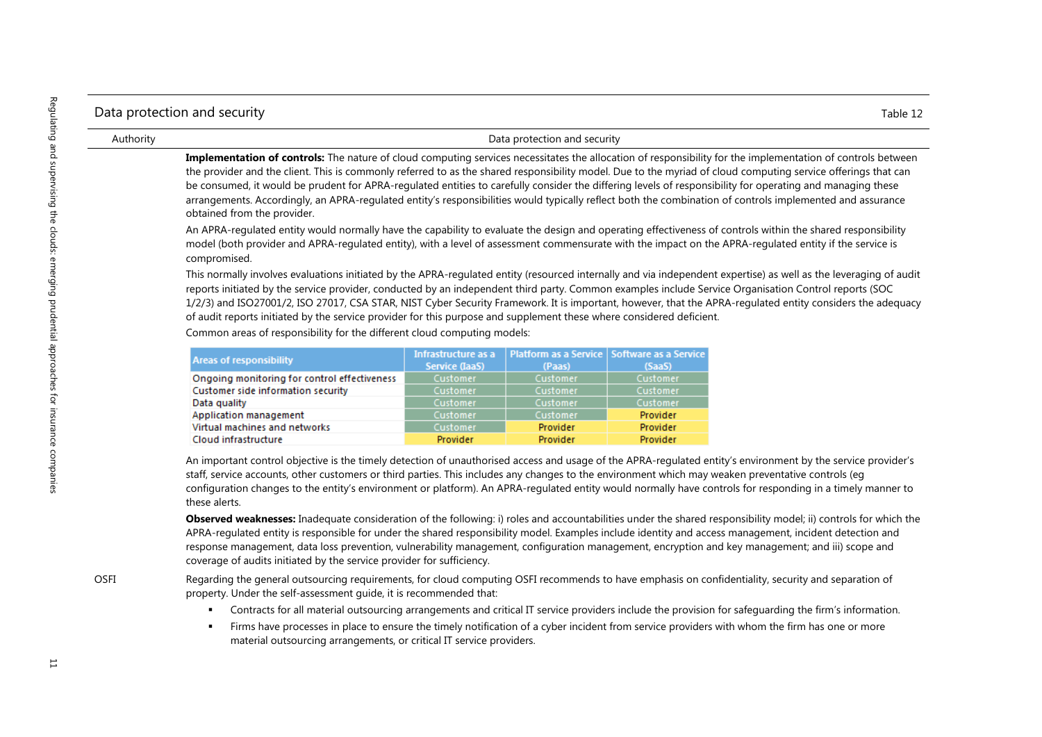## Data protection and security

Table 12

| Authority | Data protection and security |
|---|---|
| | **Implementation of controls:** The nature of cloud computing services necessitates the allocation of responsibility for the implementation of controls between the provider and the client. This is commonly referred to as the shared responsibility model. Due to the myriad of cloud computing service offerings that can be consumed, it would be prudent for APRA-regulated entities to carefully consider the differing levels of responsibility for operating and managing these arrangements. Accordingly, an APRA-regulated entity's responsibilities would typically reflect both the combination of controls implemented and assurance obtained from the provider. |

An APRA-regulated entity would normally have the capability to evaluate the design and operating effectiveness of controls within the shared responsibility model (both provider and APRA-regulated entity), with a level of assessment commensurate with the impact on the APRA-regulated entity if the service is compromised.

This normally involves evaluations initiated by the APRA-regulated entity (resourced internally and via independent expertise) as well as the leveraging of audit reports initiated by the service provider, conducted by an independent third party. Common examples include Service Organisation Control reports (SOC 1/2/3) and ISO27001/2, ISO 27017, CSA STAR, NIST Cyber Security Framework. It is important, however, that the APRA-regulated entity considers the adequacy of audit reports initiated by the service provider for this purpose and supplement these where considered deficient.

Common areas of responsibility for the different cloud computing models:

| Areas of responsibility | Infrastructure as a Service (IaaS) | Platform as a Service (Paas) | Software as a Service (SaaS) |
|---|---|---|---|
| Ongoing monitoring for control effectiveness | Customer | Customer | Customer |
| Customer side information security | Customer | Customer | Customer |
| Data quality | Customer | Customer | Customer |
| Application management | Customer | Customer | Provider |
| Virtual machines and networks | Customer | Provider | Provider |
| Cloud infrastructure | Provider | Provider | Provider |

An important control objective is the timely detection of unauthorised access and usage of the APRA-regulated entity's environment by the service provider's staff, service accounts, other customers or third parties. This includes any changes to the environment which may weaken preventative controls (eg configuration changes to the entity's environment or platform). An APRA-regulated entity would normally have controls for responding in a timely manner to these alerts.

**Observed weaknesses:** Inadequate consideration of the following: i) roles and accountabilities under the shared responsibility model; ii) controls for which the APRA-regulated entity is responsible for under the shared responsibility model. Examples include identity and access management, incident detection and response management, data loss prevention, vulnerability management, configuration management, encryption and key management; and iii) scope and coverage of audits initiated by the service provider for sufficiency.

**OSFI**

Regarding the general outsourcing requirements, for cloud computing OSFI recommends to have emphasis on confidentiality, security and separation of property. Under the self-assessment guide, it is recommended that:

- Contracts for all material outsourcing arrangements and critical IT service providers include the provision for safeguarding the firm's information.
- Firms have processes in place to ensure the timely notification of a cyber incident from service providers with whom the firm has one or more material outsourcing arrangements, or critical IT service providers.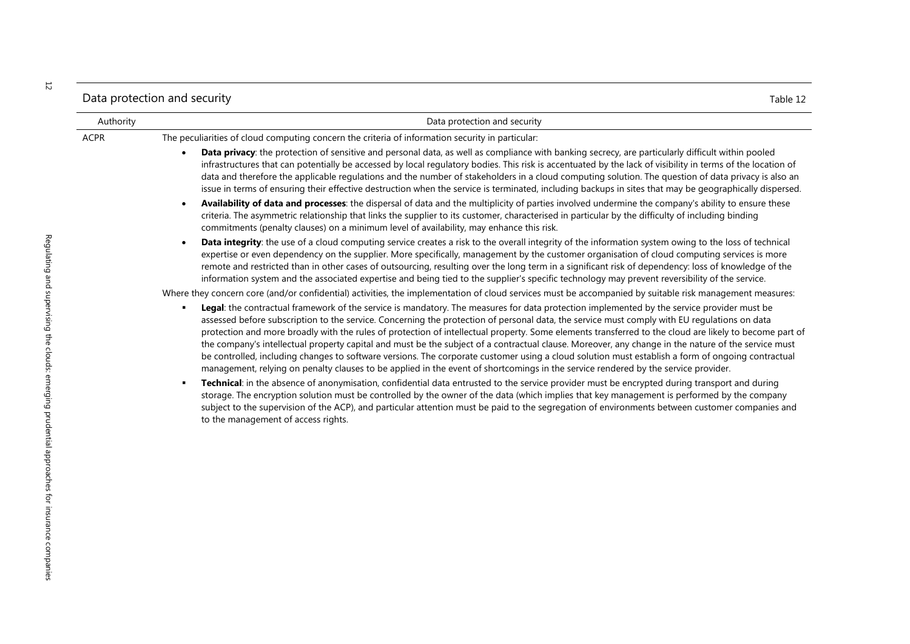## Data protection and security

Table 12

| Authority | Data protection and security |
|---|---|
| ACPR | The peculiarities of cloud computing concern the criteria of information security in particular:<br>• **Data privacy**: the protection of sensitive and personal data, as well as compliance with banking secrecy, are particularly difficult within pooled infrastructures that can potentially be accessed by local regulatory bodies. This risk is accentuated by the lack of visibility in terms of the location of data and therefore the applicable regulations and the number of stakeholders in a cloud computing solution. The question of data privacy is also an issue in terms of ensuring their effective destruction when the service is terminated, including backups in sites that may be geographically dispersed.<br>• **Availability of data and processes**: the dispersal of data and the multiplicity of parties involved undermine the company's ability to ensure these criteria. The asymmetric relationship that links the supplier to its customer, characterised in particular by the difficulty of including binding commitments (penalty clauses) on a minimum level of availability, may enhance this risk.<br>• **Data integrity**: the use of a cloud computing service creates a risk to the overall integrity of the information system owing to the loss of technical expertise or even dependency on the supplier. More specifically, management by the customer organisation of cloud computing services is more remote and restricted than in other cases of outsourcing, resulting over the long term in a significant risk of dependency: loss of knowledge of the information system and the associated expertise and being tied to the supplier's specific technology may prevent reversibility of the service.<br>Where they concern core (and/or confidential) activities, the implementation of cloud services must be accompanied by suitable risk management measures:<br>▪ **Legal**: the contractual framework of the service is mandatory. The measures for data protection implemented by the service provider must be assessed before subscription to the service. Concerning the protection of personal data, the service must comply with EU regulations on data protection and more broadly with the rules of protection of intellectual property. Some elements transferred to the cloud are likely to become part of the company's intellectual property capital and must be the subject of a contractual clause. Moreover, any change in the nature of the service must be controlled, including changes to software versions. The corporate customer using a cloud solution must establish a form of ongoing contractual management, relying on penalty clauses to be applied in the event of shortcomings in the service rendered by the service provider.<br>▪ **Technical**: in the absence of anonymisation, confidential data entrusted to the service provider must be encrypted during transport and during storage. The encryption solution must be controlled by the owner of the data (which implies that key management is performed by the company subject to the supervision of the ACP), and particular attention must be paid to the segregation of environments between customer companies and to the management of access rights. |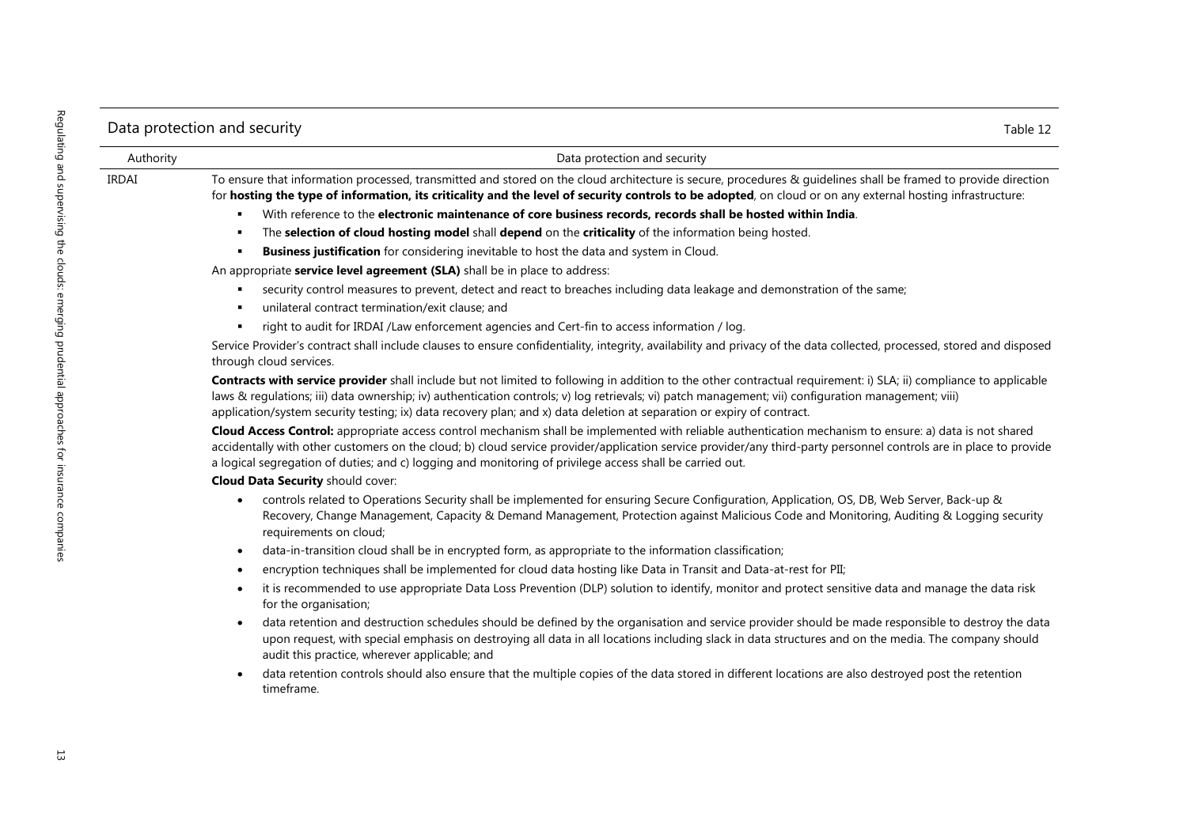Data protection and security

Table 12

| Authority | Data protection and security |
|---|---|
| IRDAI | To ensure that information processed, transmitted and stored on the cloud architecture is secure, procedures & guidelines shall be framed to provide direction for **hosting the type of information, its criticality and the level of security controls to be adopted**, on cloud or on any external hosting infrastructure:<br>▪ With reference to the **electronic maintenance of core business records, records shall be hosted within India**.<br>▪ The **selection of cloud hosting model** shall **depend** on the **criticality** of the information being hosted.<br>▪ **Business justification** for considering inevitable to host the data and system in Cloud.<br>An appropriate **service level agreement (SLA)** shall be in place to address:<br>▪ security control measures to prevent, detect and react to breaches including data leakage and demonstration of the same;<br>▪ unilateral contract termination/exit clause; and<br>▪ right to audit for IRDAI /Law enforcement agencies and Cert-fin to access information / log.<br>Service Provider's contract shall include clauses to ensure confidentiality, integrity, availability and privacy of the data collected, processed, stored and disposed through cloud services.<br>**Contracts with service provider** shall include but not limited to following in addition to the other contractual requirement: i) SLA; ii) compliance to applicable laws & regulations; iii) data ownership; iv) authentication controls; v) log retrievals; vi) patch management; vii) configuration management; viii) application/system security testing; ix) data recovery plan; and x) data deletion at separation or expiry of contract.<br>**Cloud Access Control:** appropriate access control mechanism shall be implemented with reliable authentication mechanism to ensure: a) data is not shared accidentally with other customers on the cloud; b) cloud service provider/application service provider/any third-party personnel controls are in place to provide a logical segregation of duties; and c) logging and monitoring of privilege access shall be carried out.<br>**Cloud Data Security** should cover:<br>• controls related to Operations Security shall be implemented for ensuring Secure Configuration, Application, OS, DB, Web Server, Back-up & Recovery, Change Management, Capacity & Demand Management, Protection against Malicious Code and Monitoring, Auditing & Logging security requirements on cloud;<br>• data-in-transition cloud shall be in encrypted form, as appropriate to the information classification;<br>• encryption techniques shall be implemented for cloud data hosting like Data in Transit and Data-at-rest for PII;<br>• it is recommended to use appropriate Data Loss Prevention (DLP) solution to identify, monitor and protect sensitive data and manage the data risk for the organisation;<br>• data retention and destruction schedules should be defined by the organisation and service provider should be made responsible to destroy the data upon request, with special emphasis on destroying all data in all locations including slack in data structures and on the media. The company should audit this practice, wherever applicable; and<br>• data retention controls should also ensure that the multiple copies of the data stored in different locations are also destroyed post the retention timeframe. |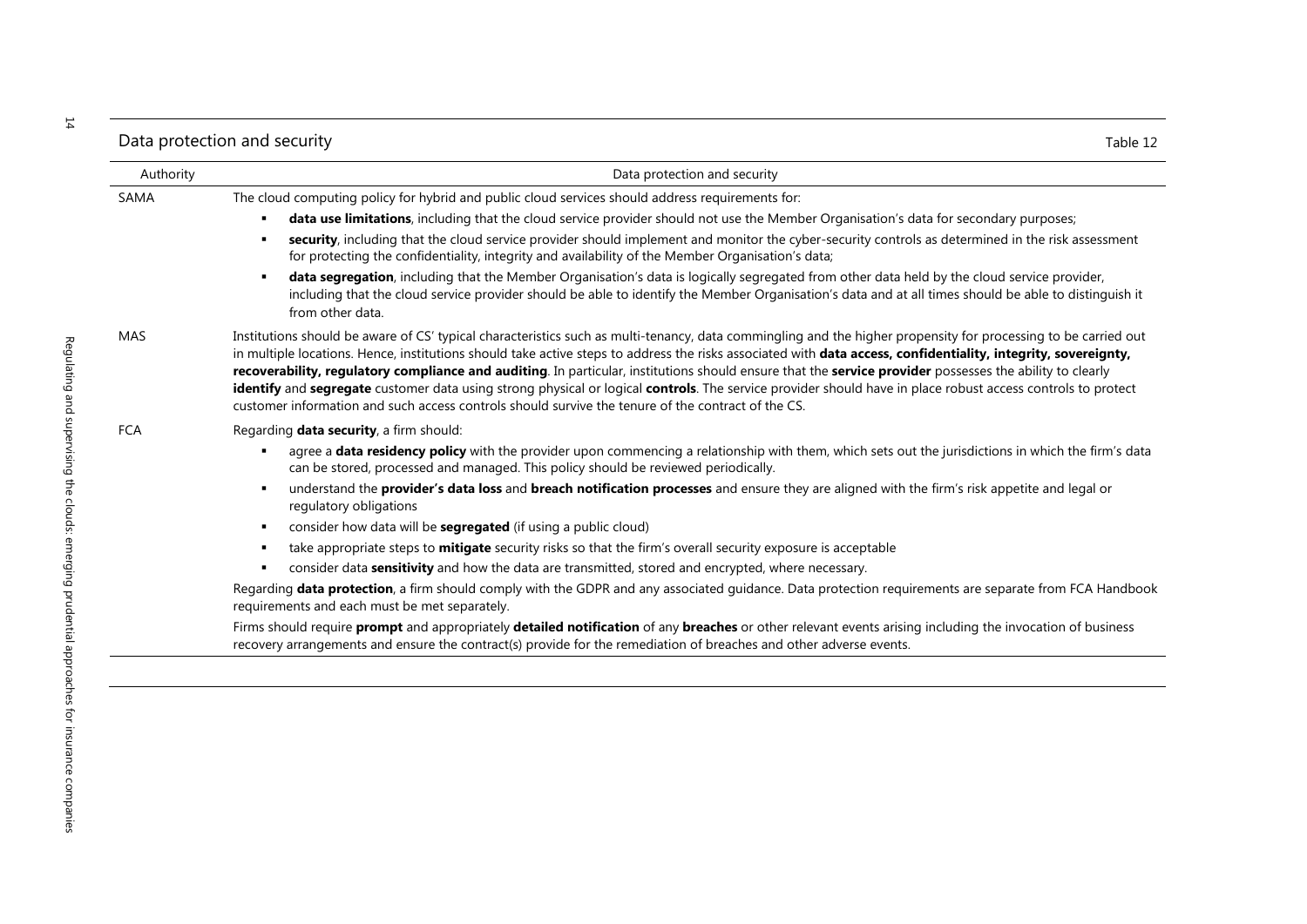Data protection and security

Table 12

| Authority | Data protection and security |
|---|---|
| SAMA | The cloud computing policy for hybrid and public cloud services should address requirements for:<br>▪ **data use limitations**, including that the cloud service provider should not use the Member Organisation's data for secondary purposes;<br>▪ **security**, including that the cloud service provider should implement and monitor the cyber-security controls as determined in the risk assessment for protecting the confidentiality, integrity and availability of the Member Organisation's data;<br>▪ **data segregation**, including that the Member Organisation's data is logically segregated from other data held by the cloud service provider, including that the cloud service provider should be able to identify the Member Organisation's data and at all times should be able to distinguish it from other data. |
| MAS | Institutions should be aware of CS' typical characteristics such as multi-tenancy, data commingling and the higher propensity for processing to be carried out in multiple locations. Hence, institutions should take active steps to address the risks associated with **data access, confidentiality, integrity, sovereignty, recoverability, regulatory compliance and auditing**. In particular, institutions should ensure that the **service provider** possesses the ability to clearly **identify** and **segregate** customer data using strong physical or logical **controls**. The service provider should have in place robust access controls to protect customer information and such access controls should survive the tenure of the contract of the CS. |
| FCA | Regarding **data security**, a firm should:<br>▪ agree a **data residency policy** with the provider upon commencing a relationship with them, which sets out the jurisdictions in which the firm's data can be stored, processed and managed. This policy should be reviewed periodically.<br>▪ understand the **provider's data loss** and **breach notification processes** and ensure they are aligned with the firm's risk appetite and legal or regulatory obligations<br>▪ consider how data will be **segregated** (if using a public cloud)<br>▪ take appropriate steps to **mitigate** security risks so that the firm's overall security exposure is acceptable<br>▪ consider data **sensitivity** and how the data are transmitted, stored and encrypted, where necessary.<br>Regarding **data protection**, a firm should comply with the GDPR and any associated guidance. Data protection requirements are separate from FCA Handbook requirements and each must be met separately.<br>Firms should require **prompt** and appropriately **detailed notification** of any **breaches** or other relevant events arising including the invocation of business recovery arrangements and ensure the contract(s) provide for the remediation of breaches and other adverse events. |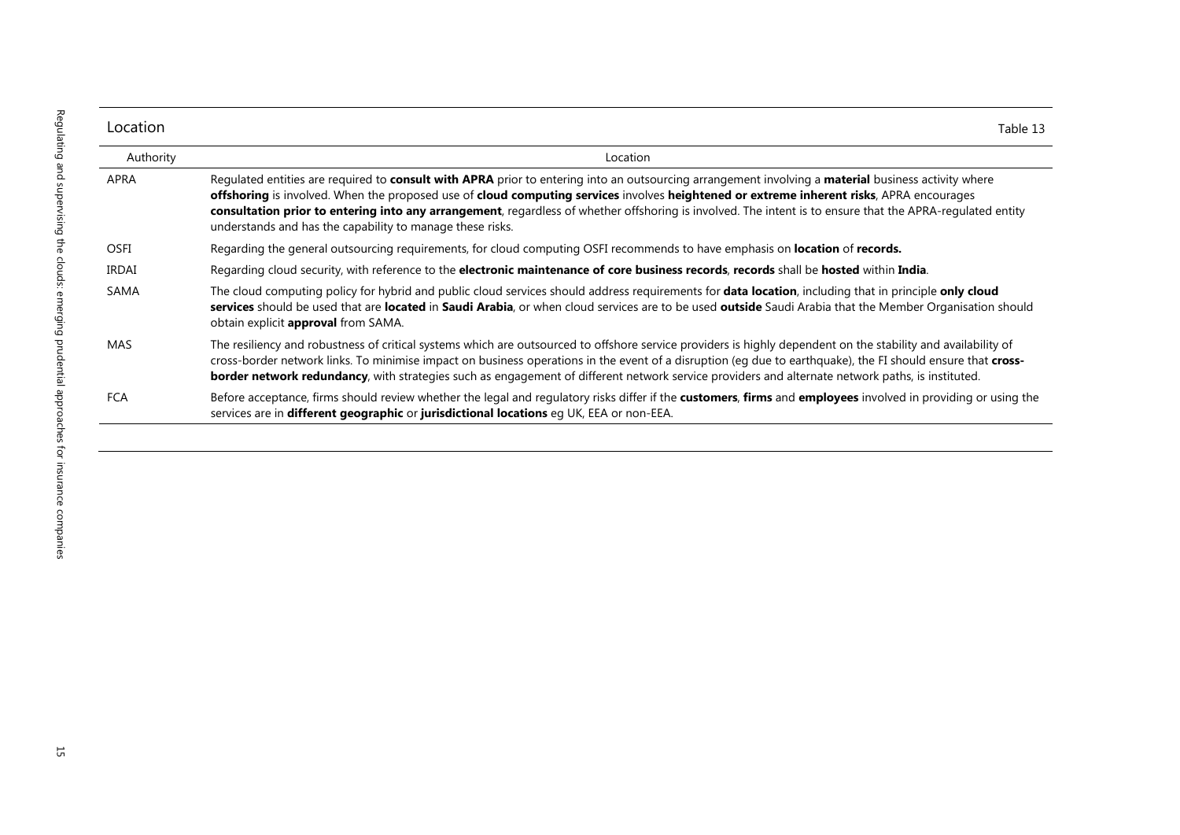## Location

Table 13

| Authority | Location |
| --- | --- |
| APRA | Regulated entities are required to **consult with APRA** prior to entering into an outsourcing arrangement involving a **material** business activity where **offshoring** is involved. When the proposed use of **cloud computing services** involves **heightened or extreme inherent risks**, APRA encourages **consultation prior to entering into any arrangement**, regardless of whether offshoring is involved. The intent is to ensure that the APRA-regulated entity understands and has the capability to manage these risks. |
| OSFI | Regarding the general outsourcing requirements, for cloud computing OSFI recommends to have emphasis on **location** of **records.** |
| IRDAI | Regarding cloud security, with reference to the **electronic maintenance of core business records**, **records** shall be **hosted** within **India**. |
| SAMA | The cloud computing policy for hybrid and public cloud services should address requirements for **data location**, including that in principle **only cloud services** should be used that are **located** in **Saudi Arabia**, or when cloud services are to be used **outside** Saudi Arabia that the Member Organisation should obtain explicit **approval** from SAMA. |
| MAS | The resiliency and robustness of critical systems which are outsourced to offshore service providers is highly dependent on the stability and availability of cross-border network links. To minimise impact on business operations in the event of a disruption (eg due to earthquake), the FI should ensure that **cross-border network redundancy**, with strategies such as engagement of different network service providers and alternate network paths, is instituted. |
| FCA | Before acceptance, firms should review whether the legal and regulatory risks differ if the **customers**, **firms** and **employees** involved in providing or using the services are in **different geographic** or **jurisdictional locations** eg UK, EEA or non-EEA. |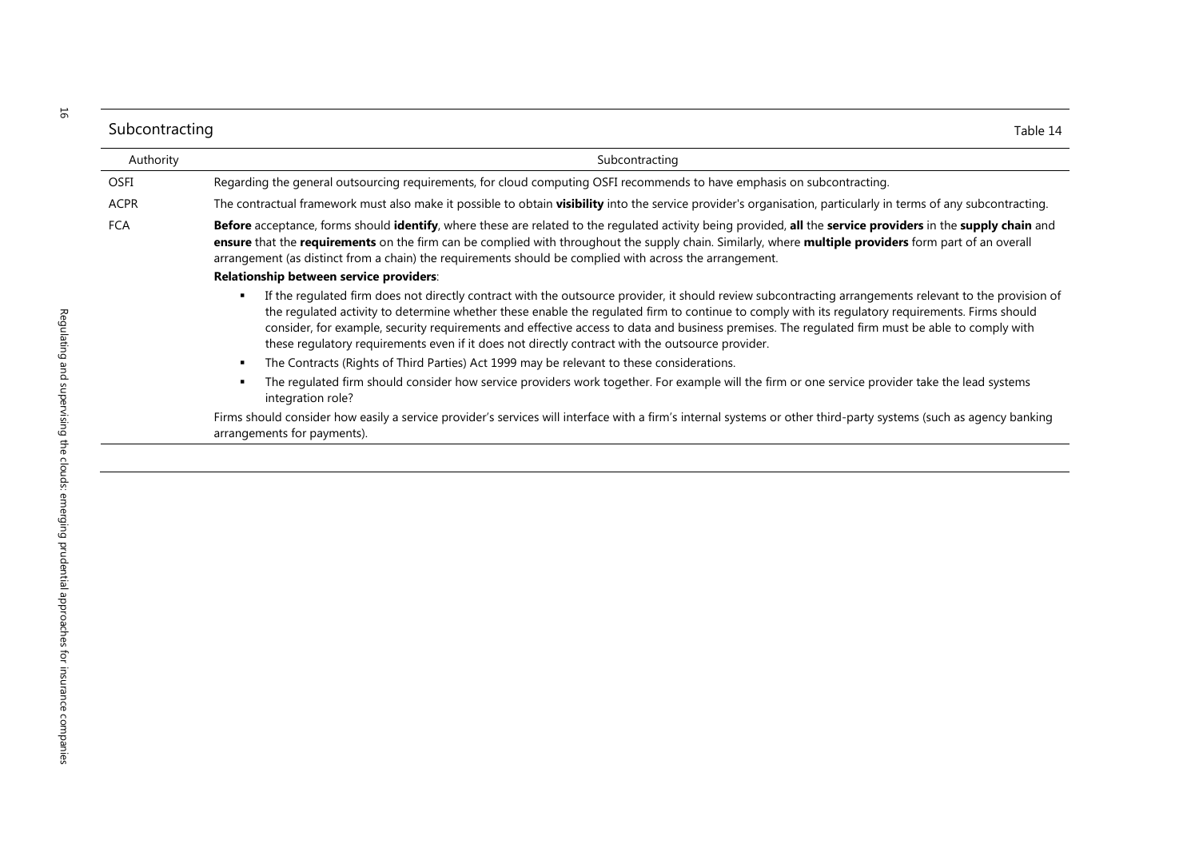## Subcontracting

Table 14

| Authority | Subcontracting |
|---|---|
| OSFI | Regarding the general outsourcing requirements, for cloud computing OSFI recommends to have emphasis on subcontracting. |
| ACPR | The contractual framework must also make it possible to obtain **visibility** into the service provider's organisation, particularly in terms of any subcontracting. |
| FCA | **Before** acceptance, forms should **identify**, where these are related to the regulated activity being provided, **all** the **service providers** in the **supply chain** and **ensure** that the **requirements** on the firm can be complied with throughout the supply chain. Similarly, where **multiple providers** form part of an overall arrangement (as distinct from a chain) the requirements should be complied with across the arrangement.<br>**Relationship between service providers**:<br>▪ If the regulated firm does not directly contract with the outsource provider, it should review subcontracting arrangements relevant to the provision of the regulated activity to determine whether these enable the regulated firm to continue to comply with its regulatory requirements. Firms should consider, for example, security requirements and effective access to data and business premises. The regulated firm must be able to comply with these regulatory requirements even if it does not directly contract with the outsource provider.<br>▪ The Contracts (Rights of Third Parties) Act 1999 may be relevant to these considerations.<br>▪ The regulated firm should consider how service providers work together. For example will the firm or one service provider take the lead systems integration role?<br>Firms should consider how easily a service provider's services will interface with a firm's internal systems or other third-party systems (such as agency banking arrangements for payments). |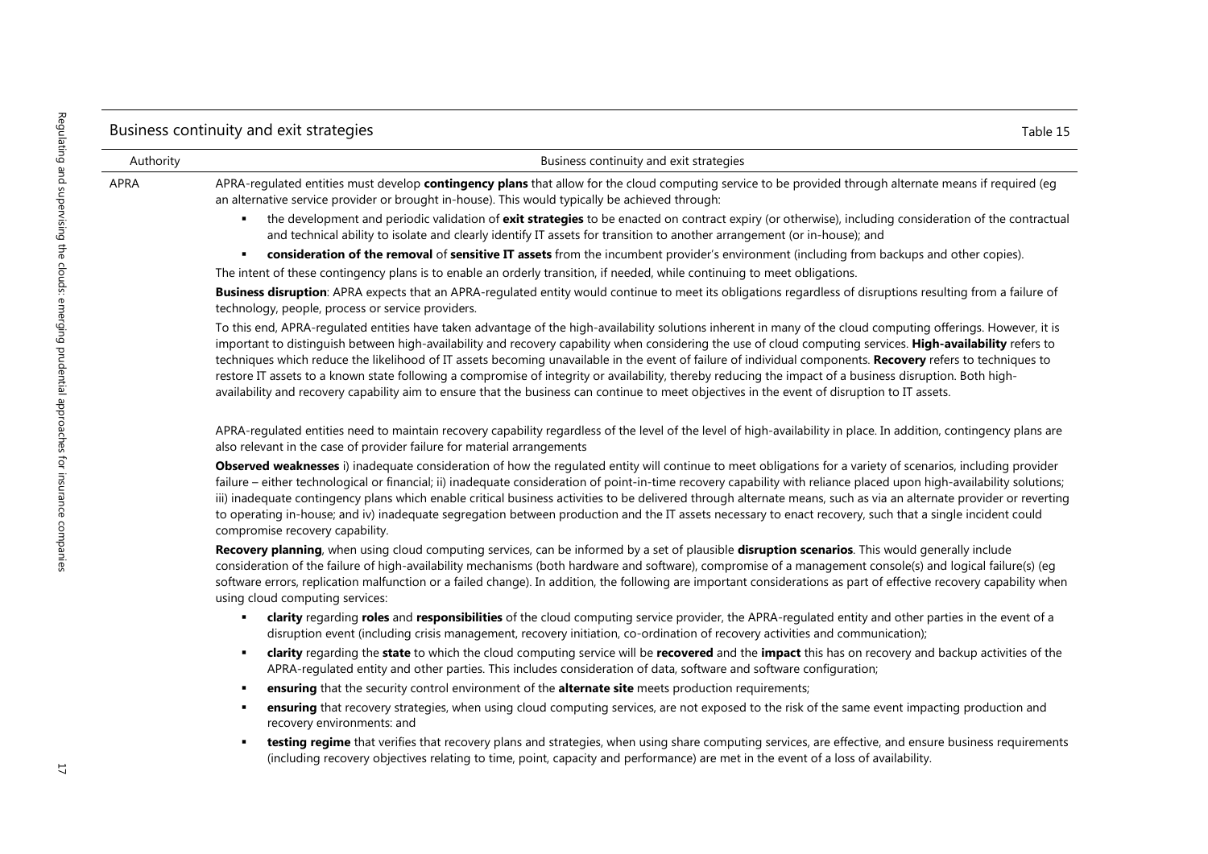## Business continuity and exit strategies

Table 15

| Authority | Business continuity and exit strategies |
|---|---|
| APRA | APRA-regulated entities must develop **contingency plans** that allow for the cloud computing service to be provided through alternate means if required (eg an alternative service provider or brought in-house). This would typically be achieved through:<br>▪ the development and periodic validation of **exit strategies** to be enacted on contract expiry (or otherwise), including consideration of the contractual and technical ability to isolate and clearly identify IT assets for transition to another arrangement (or in-house); and<br>▪ **consideration of the removal** of **sensitive IT assets** from the incumbent provider's environment (including from backups and other copies).<br>The intent of these contingency plans is to enable an orderly transition, if needed, while continuing to meet obligations.<br>**Business disruption**: APRA expects that an APRA-regulated entity would continue to meet its obligations regardless of disruptions resulting from a failure of technology, people, process or service providers.<br>To this end, APRA-regulated entities have taken advantage of the high-availability solutions inherent in many of the cloud computing offerings. However, it is important to distinguish between high-availability and recovery capability when considering the use of cloud computing services. **High-availability** refers to techniques which reduce the likelihood of IT assets becoming unavailable in the event of failure of individual components. **Recovery** refers to techniques to restore IT assets to a known state following a compromise of integrity or availability, thereby reducing the impact of a business disruption. Both high-availability and recovery capability aim to ensure that the business can continue to meet objectives in the event of disruption to IT assets.<br><br>APRA-regulated entities need to maintain recovery capability regardless of the level of the level of high-availability in place. In addition, contingency plans are also relevant in the case of provider failure for material arrangements<br>**Observed weaknesses** i) inadequate consideration of how the regulated entity will continue to meet obligations for a variety of scenarios, including provider failure – either technological or financial; ii) inadequate consideration of point-in-time recovery capability with reliance placed upon high-availability solutions; iii) inadequate contingency plans which enable critical business activities to be delivered through alternate means, such as via an alternate provider or reverting to operating in-house; and iv) inadequate segregation between production and the IT assets necessary to enact recovery, such that a single incident could compromise recovery capability.<br>**Recovery planning**, when using cloud computing services, can be informed by a set of plausible **disruption scenarios**. This would generally include consideration of the failure of high-availability mechanisms (both hardware and software), compromise of a management console(s) and logical failure(s) (eg software errors, replication malfunction or a failed change). In addition, the following are important considerations as part of effective recovery capability when using cloud computing services:<br>▪ **clarity** regarding **roles** and **responsibilities** of the cloud computing service provider, the APRA-regulated entity and other parties in the event of a disruption event (including crisis management, recovery initiation, co-ordination of recovery activities and communication);<br>▪ **clarity** regarding the **state** to which the cloud computing service will be **recovered** and the **impact** this has on recovery and backup activities of the APRA-regulated entity and other parties. This includes consideration of data, software and software configuration;<br>▪ **ensuring** that the security control environment of the **alternate site** meets production requirements;<br>▪ **ensuring** that recovery strategies, when using cloud computing services, are not exposed to the risk of the same event impacting production and recovery environments: and<br>▪ **testing regime** that verifies that recovery plans and strategies, when using share computing services, are effective, and ensure business requirements (including recovery objectives relating to time, point, capacity and performance) are met in the event of a loss of availability. |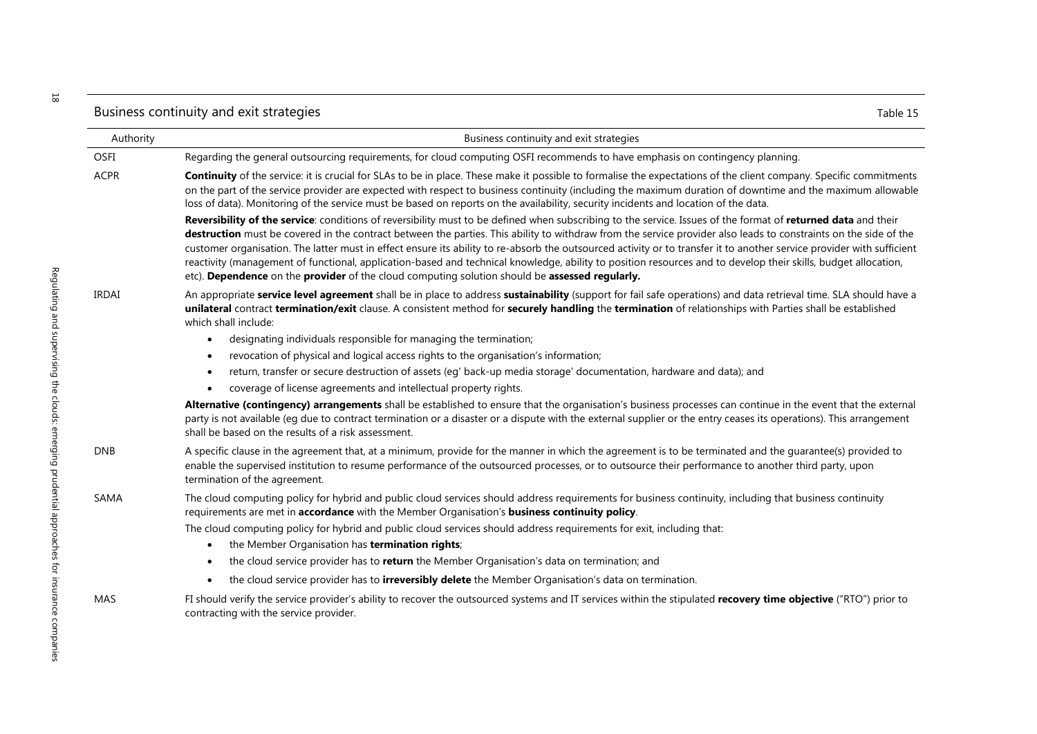## Business continuity and exit strategies

Table 15

| Authority | Business continuity and exit strategies |
|---|---|
| OSFI | Regarding the general outsourcing requirements, for cloud computing OSFI recommends to have emphasis on contingency planning. |
| ACPR | **Continuity** of the service: it is crucial for SLAs to be in place. These make it possible to formalise the expectations of the client company. Specific commitments on the part of the service provider are expected with respect to business continuity (including the maximum duration of downtime and the maximum allowable loss of data). Monitoring of the service must be based on reports on the availability, security incidents and location of the data.<br><br>**Reversibility of the service**: conditions of reversibility must to be defined when subscribing to the service. Issues of the format of **returned data** and their **destruction** must be covered in the contract between the parties. This ability to withdraw from the service provider also leads to constraints on the side of the customer organisation. The latter must in effect ensure its ability to re-absorb the outsourced activity or to transfer it to another service provider with sufficient reactivity (management of functional, application-based and technical knowledge, ability to position resources and to develop their skills, budget allocation, etc). **Dependence** on the **provider** of the cloud computing solution should be **assessed regularly.** |
| IRDAI | An appropriate **service level agreement** shall be in place to address **sustainability** (support for fail safe operations) and data retrieval time. SLA should have a **unilateral** contract **termination/exit** clause. A consistent method for **securely handling** the **termination** of relationships with Parties shall be established which shall include:<br>• designating individuals responsible for managing the termination;<br>• revocation of physical and logical access rights to the organisation's information;<br>• return, transfer or secure destruction of assets (eg' back-up media storage' documentation, hardware and data); and<br>• coverage of license agreements and intellectual property rights.<br><br>**Alternative (contingency) arrangements** shall be established to ensure that the organisation's business processes can continue in the event that the external party is not available (eg due to contract termination or a disaster or a dispute with the external supplier or the entry ceases its operations). This arrangement shall be based on the results of a risk assessment. |
| DNB | A specific clause in the agreement that, at a minimum, provide for the manner in which the agreement is to be terminated and the guarantee(s) provided to enable the supervised institution to resume performance of the outsourced processes, or to outsource their performance to another third party, upon termination of the agreement. |
| SAMA | The cloud computing policy for hybrid and public cloud services should address requirements for business continuity, including that business continuity requirements are met in **accordance** with the Member Organisation's **business continuity policy**.<br><br>The cloud computing policy for hybrid and public cloud services should address requirements for exit, including that:<br>• the Member Organisation has **termination rights**;<br>• the cloud service provider has to **return** the Member Organisation's data on termination; and<br>• the cloud service provider has to **irreversibly delete** the Member Organisation's data on termination. |
| MAS | FI should verify the service provider's ability to recover the outsourced systems and IT services within the stipulated **recovery time objective** ("RTO") prior to contracting with the service provider. |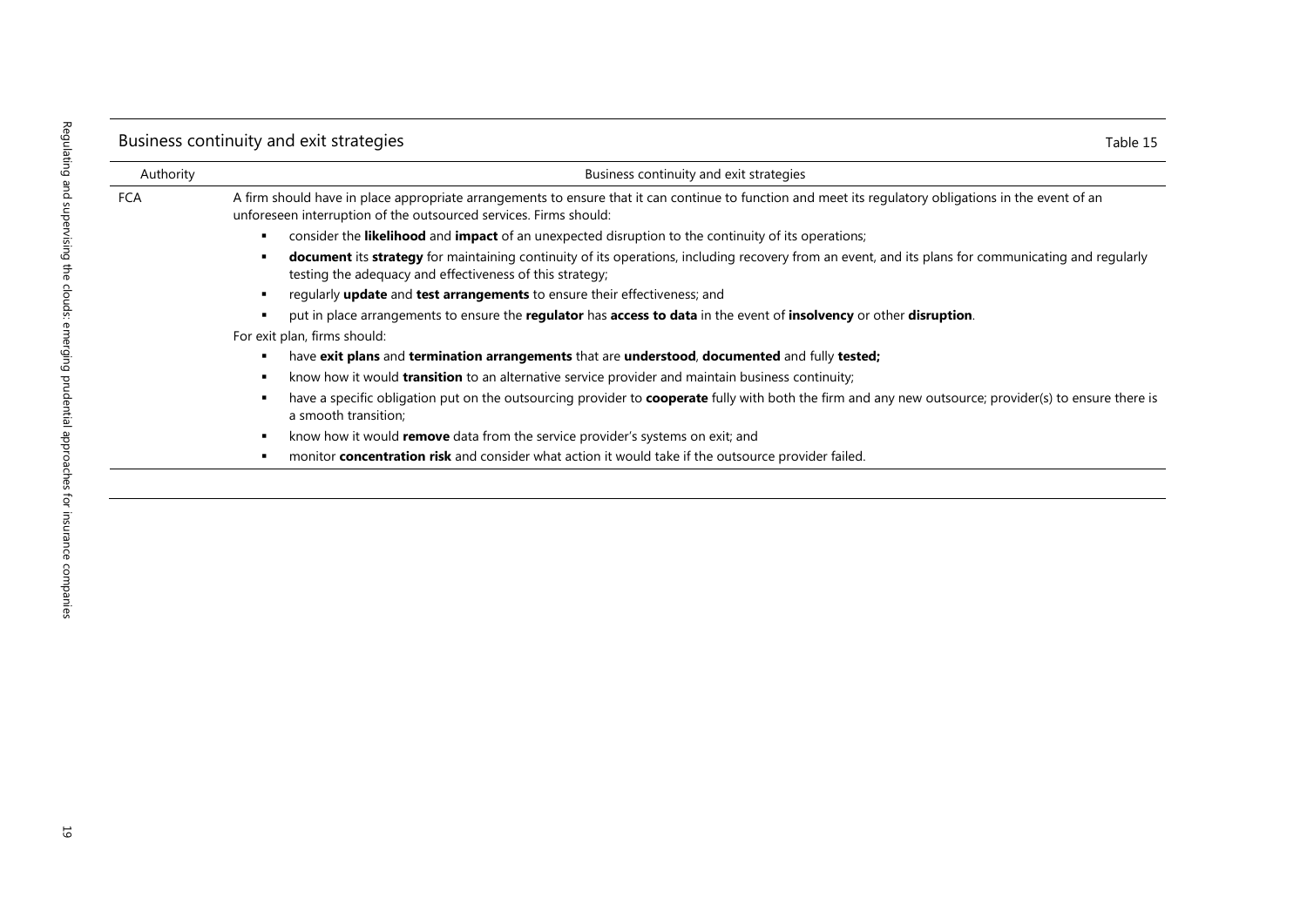## Business continuity and exit strategies

Table 15

| Authority | Business continuity and exit strategies |
|---|---|
| FCA | A firm should have in place appropriate arrangements to ensure that it can continue to function and meet its regulatory obligations in the event of an unforeseen interruption of the outsourced services. Firms should:<br>▪ consider the **likelihood** and **impact** of an unexpected disruption to the continuity of its operations;<br>▪ **document** its **strategy** for maintaining continuity of its operations, including recovery from an event, and its plans for communicating and regularly testing the adequacy and effectiveness of this strategy;<br>▪ regularly **update** and **test arrangements** to ensure their effectiveness; and<br>▪ put in place arrangements to ensure the **regulator** has **access to data** in the event of **insolvency** or other **disruption**.<br>For exit plan, firms should:<br>▪ have **exit plans** and **termination arrangements** that are **understood**, **documented** and fully **tested;**<br>▪ know how it would **transition** to an alternative service provider and maintain business continuity;<br>▪ have a specific obligation put on the outsourcing provider to **cooperate** fully with both the firm and any new outsource; provider(s) to ensure there is a smooth transition;<br>▪ know how it would **remove** data from the service provider's systems on exit; and<br>▪ monitor **concentration risk** and consider what action it would take if the outsource provider failed. |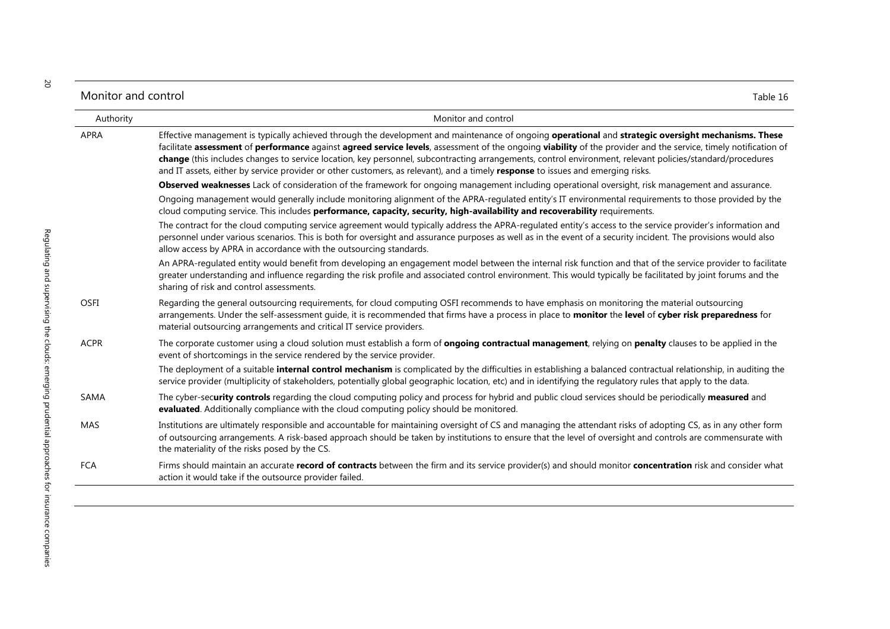Monitor and control

Table 16

| Authority | Monitor and control |
|---|---|
| APRA | Effective management is typically achieved through the development and maintenance of ongoing **operational** and **strategic oversight mechanisms. These** facilitate **assessment** of **performance** against **agreed service levels**, assessment of the ongoing **viability** of the provider and the service, timely notification of **change** (this includes changes to service location, key personnel, subcontracting arrangements, control environment, relevant policies/standard/procedures and IT assets, either by service provider or other customers, as relevant), and a timely **response** to issues and emerging risks.<br><br>**Observed weaknesses** Lack of consideration of the framework for ongoing management including operational oversight, risk management and assurance.<br><br>Ongoing management would generally include monitoring alignment of the APRA-regulated entity's IT environmental requirements to those provided by the cloud computing service. This includes **performance, capacity, security, high-availability and recoverability** requirements.<br><br>The contract for the cloud computing service agreement would typically address the APRA-regulated entity's access to the service provider's information and personnel under various scenarios. This is both for oversight and assurance purposes as well as in the event of a security incident. The provisions would also allow access by APRA in accordance with the outsourcing standards.<br><br>An APRA-regulated entity would benefit from developing an engagement model between the internal risk function and that of the service provider to facilitate greater understanding and influence regarding the risk profile and associated control environment. This would typically be facilitated by joint forums and the sharing of risk and control assessments. |
| OSFI | Regarding the general outsourcing requirements, for cloud computing OSFI recommends to have emphasis on monitoring the material outsourcing arrangements. Under the self-assessment guide, it is recommended that firms have a process in place to **monitor** the **level** of **cyber risk preparedness** for material outsourcing arrangements and critical IT service providers. |
| ACPR | The corporate customer using a cloud solution must establish a form of **ongoing contractual management**, relying on **penalty** clauses to be applied in the event of shortcomings in the service rendered by the service provider.<br><br>The deployment of a suitable **internal control mechanism** is complicated by the difficulties in establishing a balanced contractual relationship, in auditing the service provider (multiplicity of stakeholders, potentially global geographic location, etc) and in identifying the regulatory rules that apply to the data. |
| SAMA | The cyber-sec**urity controls** regarding the cloud computing policy and process for hybrid and public cloud services should be periodically **measured** and **evaluated**. Additionally compliance with the cloud computing policy should be monitored. |
| MAS | Institutions are ultimately responsible and accountable for maintaining oversight of CS and managing the attendant risks of adopting CS, as in any other form of outsourcing arrangements. A risk-based approach should be taken by institutions to ensure that the level of oversight and controls are commensurate with the materiality of the risks posed by the CS. |
| FCA | Firms should maintain an accurate **record of contracts** between the firm and its service provider(s) and should monitor **concentration** risk and consider what action it would take if the outsource provider failed. |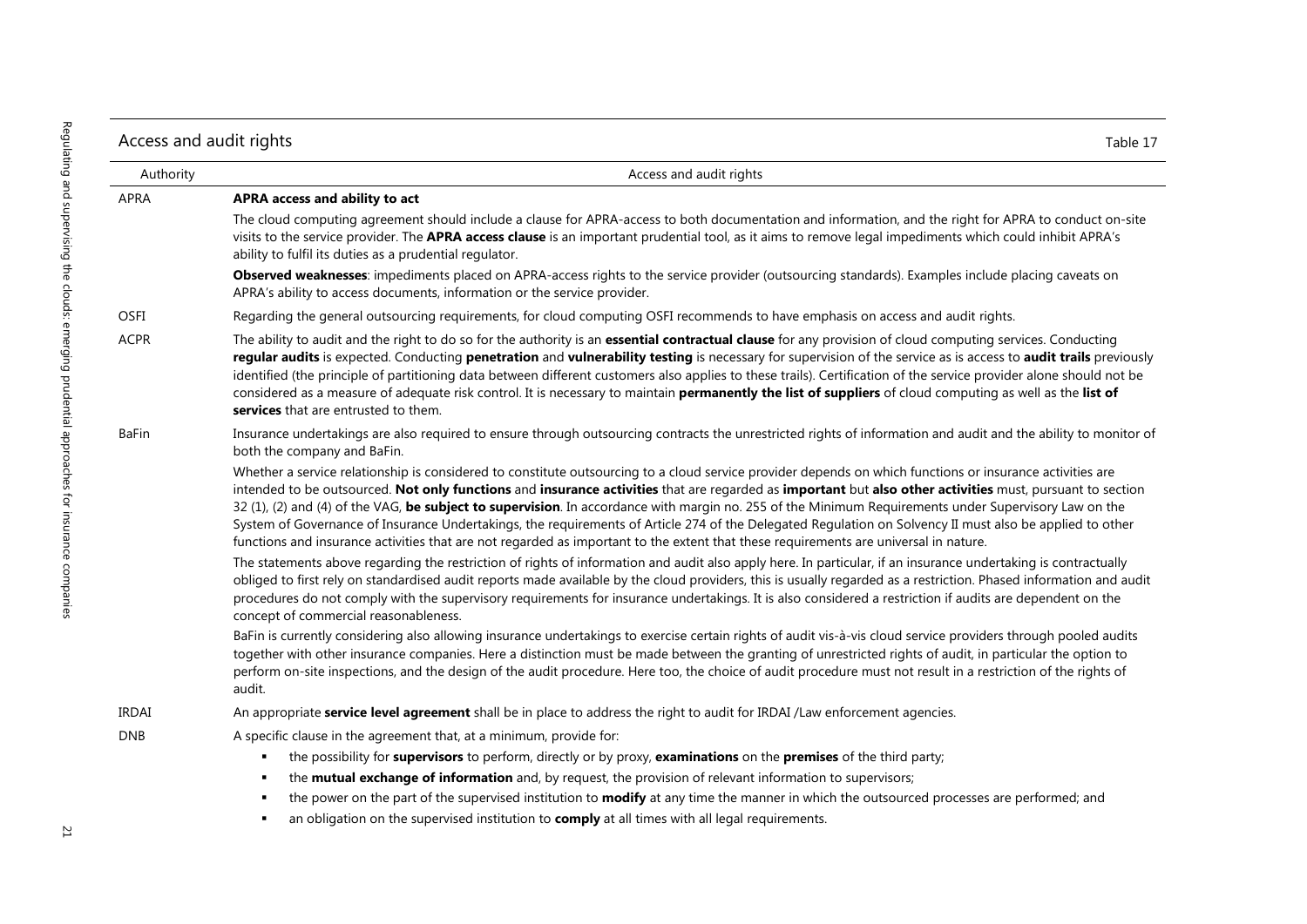Access and audit rights — Table 17

| Authority | Access and audit rights |
| --- | --- |
| APRA | **APRA access and ability to act**<br><br>The cloud computing agreement should include a clause for APRA-access to both documentation and information, and the right for APRA to conduct on-site visits to the service provider. The **APRA access clause** is an important prudential tool, as it aims to remove legal impediments which could inhibit APRA's ability to fulfil its duties as a prudential regulator.<br><br>**Observed weaknesses**: impediments placed on APRA-access rights to the service provider (outsourcing standards). Examples include placing caveats on APRA's ability to access documents, information or the service provider. |
| OSFI | Regarding the general outsourcing requirements, for cloud computing OSFI recommends to have emphasis on access and audit rights. |
| ACPR | The ability to audit and the right to do so for the authority is an **essential contractual clause** for any provision of cloud computing services. Conducting **regular audits** is expected. Conducting **penetration** and **vulnerability testing** is necessary for supervision of the service as is access to **audit trails** previously identified (the principle of partitioning data between different customers also applies to these trails). Certification of the service provider alone should not be considered as a measure of adequate risk control. It is necessary to maintain **permanently the list of suppliers** of cloud computing as well as the **list of services** that are entrusted to them. |
| BaFin | Insurance undertakings are also required to ensure through outsourcing contracts the unrestricted rights of information and audit and the ability to monitor of both the company and BaFin.<br><br>Whether a service relationship is considered to constitute outsourcing to a cloud service provider depends on which functions or insurance activities are intended to be outsourced. **Not only functions** and **insurance activities** that are regarded as **important** but **also other activities** must, pursuant to section 32 (1), (2) and (4) of the VAG, **be subject to supervision**. In accordance with margin no. 255 of the Minimum Requirements under Supervisory Law on the System of Governance of Insurance Undertakings, the requirements of Article 274 of the Delegated Regulation on Solvency II must also be applied to other functions and insurance activities that are not regarded as important to the extent that these requirements are universal in nature.<br><br>The statements above regarding the restriction of rights of information and audit also apply here. In particular, if an insurance undertaking is contractually obliged to first rely on standardised audit reports made available by the cloud providers, this is usually regarded as a restriction. Phased information and audit procedures do not comply with the supervisory requirements for insurance undertakings. It is also considered a restriction if audits are dependent on the concept of commercial reasonableness.<br><br>BaFin is currently considering also allowing insurance undertakings to exercise certain rights of audit vis-à-vis cloud service providers through pooled audits together with other insurance companies. Here a distinction must be made between the granting of unrestricted rights of audit, in particular the option to perform on-site inspections, and the design of the audit procedure. Here too, the choice of audit procedure must not result in a restriction of the rights of audit. |
| IRDAI | An appropriate **service level agreement** shall be in place to address the right to audit for IRDAI /Law enforcement agencies. |
| DNB | A specific clause in the agreement that, at a minimum, provide for:<br>▪ the possibility for **supervisors** to perform, directly or by proxy, **examinations** on the **premises** of the third party;<br>▪ the **mutual exchange of information** and, by request, the provision of relevant information to supervisors;<br>▪ the power on the part of the supervised institution to **modify** at any time the manner in which the outsourced processes are performed; and<br>▪ an obligation on the supervised institution to **comply** at all times with all legal requirements. |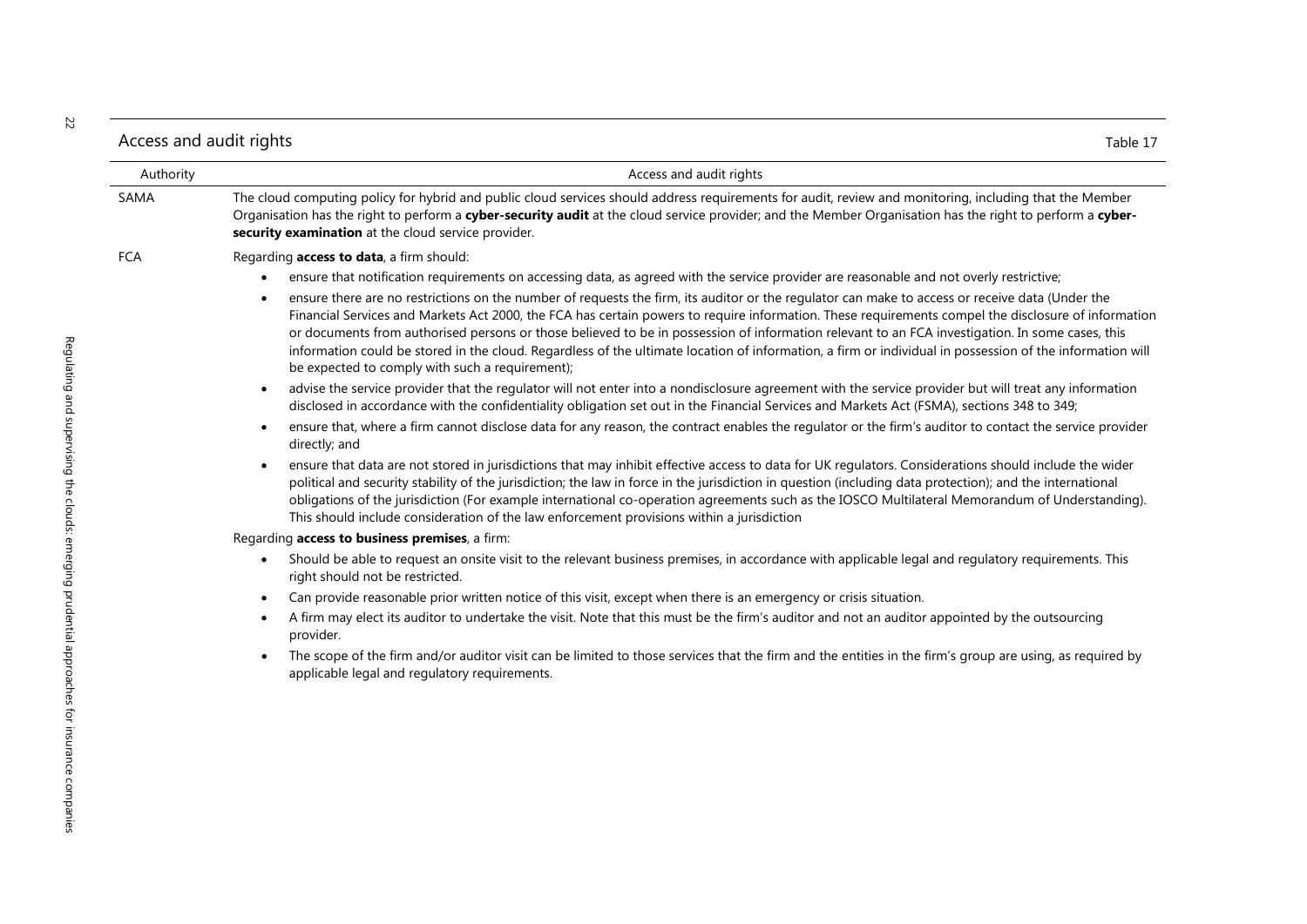## Access and audit rights

Table 17

| Authority | Access and audit rights |
|---|---|
| SAMA | The cloud computing policy for hybrid and public cloud services should address requirements for audit, review and monitoring, including that the Member Organisation has the right to perform a **cyber-security audit** at the cloud service provider; and the Member Organisation has the right to perform a **cyber-security examination** at the cloud service provider. |
| FCA | Regarding **access to data**, a firm should:<br>• ensure that notification requirements on accessing data, as agreed with the service provider are reasonable and not overly restrictive;<br>• ensure there are no restrictions on the number of requests the firm, its auditor or the regulator can make to access or receive data (Under the Financial Services and Markets Act 2000, the FCA has certain powers to require information. These requirements compel the disclosure of information or documents from authorised persons or those believed to be in possession of information relevant to an FCA investigation. In some cases, this information could be stored in the cloud. Regardless of the ultimate location of information, a firm or individual in possession of the information will be expected to comply with such a requirement);<br>• advise the service provider that the regulator will not enter into a nondisclosure agreement with the service provider but will treat any information disclosed in accordance with the confidentiality obligation set out in the Financial Services and Markets Act (FSMA), sections 348 to 349;<br>• ensure that, where a firm cannot disclose data for any reason, the contract enables the regulator or the firm's auditor to contact the service provider directly; and<br>• ensure that data are not stored in jurisdictions that may inhibit effective access to data for UK regulators. Considerations should include the wider political and security stability of the jurisdiction; the law in force in the jurisdiction in question (including data protection); and the international obligations of the jurisdiction (For example international co-operation agreements such as the IOSCO Multilateral Memorandum of Understanding). This should include consideration of the law enforcement provisions within a jurisdiction<br>Regarding **access to business premises**, a firm:<br>• Should be able to request an onsite visit to the relevant business premises, in accordance with applicable legal and regulatory requirements. This right should not be restricted.<br>• Can provide reasonable prior written notice of this visit, except when there is an emergency or crisis situation.<br>• A firm may elect its auditor to undertake the visit. Note that this must be the firm's auditor and not an auditor appointed by the outsourcing provider.<br>• The scope of the firm and/or auditor visit can be limited to those services that the firm and the entities in the firm's group are using, as required by applicable legal and regulatory requirements. |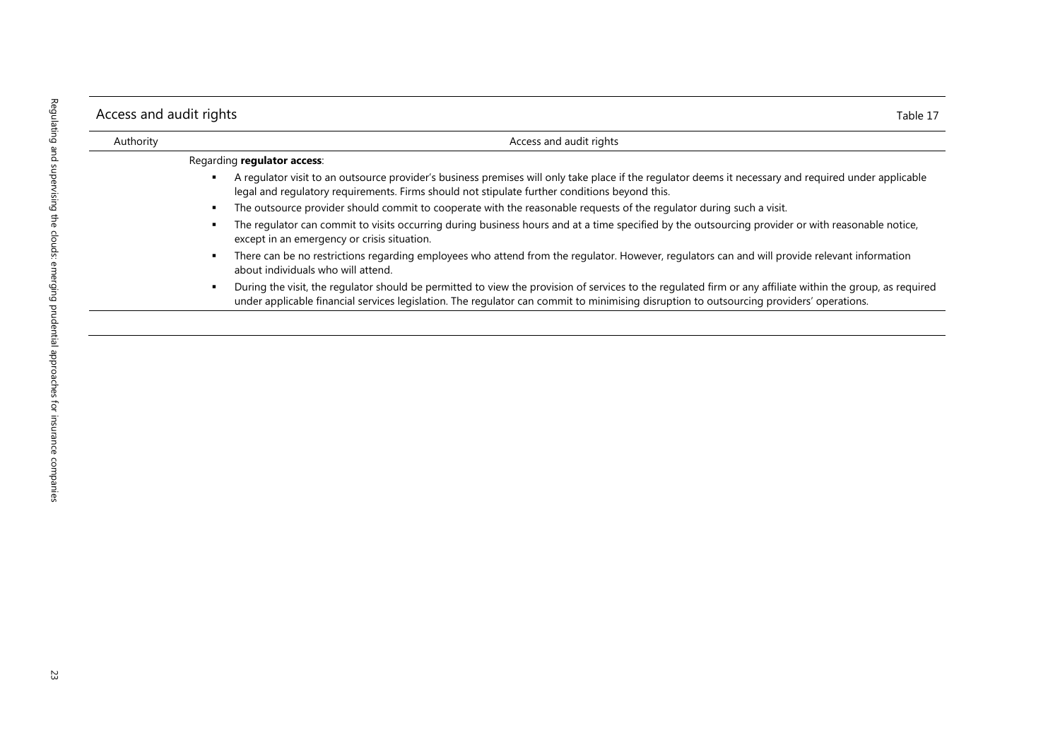| Access and audit rights | Table 17 |
|---|---|
| Authority | Access and audit rights |
| | Regarding **regulator access**:<br>▪ A regulator visit to an outsource provider's business premises will only take place if the regulator deems it necessary and required under applicable legal and regulatory requirements. Firms should not stipulate further conditions beyond this.<br>▪ The outsource provider should commit to cooperate with the reasonable requests of the regulator during such a visit.<br>▪ The regulator can commit to visits occurring during business hours and at a time specified by the outsourcing provider or with reasonable notice, except in an emergency or crisis situation.<br>▪ There can be no restrictions regarding employees who attend from the regulator. However, regulators can and will provide relevant information about individuals who will attend.<br>▪ During the visit, the regulator should be permitted to view the provision of services to the regulated firm or any affiliate within the group, as required under applicable financial services legislation. The regulator can commit to minimising disruption to outsourcing providers' operations. |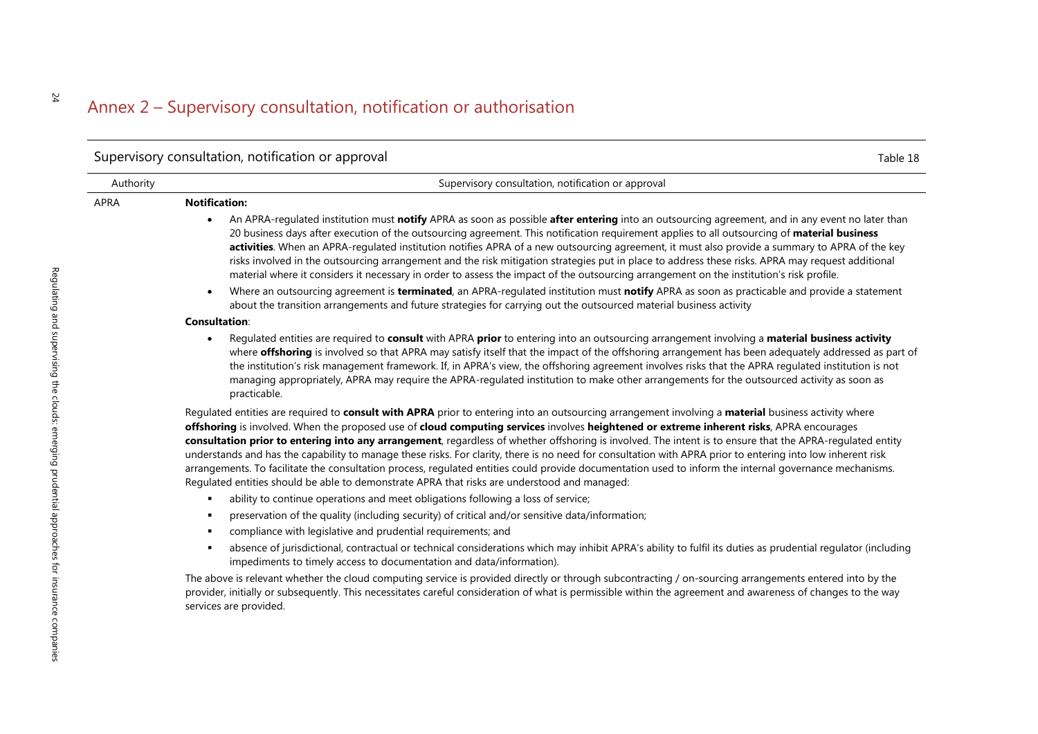# Annex 2 – Supervisory consultation, notification or authorisation

Supervisory consultation, notification or approval

Table 18

| Authority | Supervisory consultation, notification or approval |
|---|---|
| APRA | **Notification:**<br>• An APRA-regulated institution must **notify** APRA as soon as possible **after entering** into an outsourcing agreement, and in any event no later than 20 business days after execution of the outsourcing agreement. This notification requirement applies to all outsourcing of **material business activities**. When an APRA-regulated institution notifies APRA of a new outsourcing agreement, it must also provide a summary to APRA of the key risks involved in the outsourcing arrangement and the risk mitigation strategies put in place to address these risks. APRA may request additional material where it considers it necessary in order to assess the impact of the outsourcing arrangement on the institution's risk profile.<br>• Where an outsourcing agreement is **terminated**, an APRA-regulated institution must **notify** APRA as soon as practicable and provide a statement about the transition arrangements and future strategies for carrying out the outsourced material business activity<br>**Consultation**:<br>• Regulated entities are required to **consult** with APRA **prior** to entering into an outsourcing arrangement involving a **material business activity** where **offshoring** is involved so that APRA may satisfy itself that the impact of the offshoring arrangement has been adequately addressed as part of the institution's risk management framework. If, in APRA's view, the offshoring agreement involves risks that the APRA regulated institution is not managing appropriately, APRA may require the APRA-regulated institution to make other arrangements for the outsourced activity as soon as practicable.<br>Regulated entities are required to **consult with APRA** prior to entering into an outsourcing arrangement involving a **material** business activity where **offshoring** is involved. When the proposed use of **cloud computing services** involves **heightened or extreme inherent risks**, APRA encourages **consultation prior to entering into any arrangement**, regardless of whether offshoring is involved. The intent is to ensure that the APRA-regulated entity understands and has the capability to manage these risks. For clarity, there is no need for consultation with APRA prior to entering into low inherent risk arrangements. To facilitate the consultation process, regulated entities could provide documentation used to inform the internal governance mechanisms. Regulated entities should be able to demonstrate APRA that risks are understood and managed:<br>▪ ability to continue operations and meet obligations following a loss of service;<br>▪ preservation of the quality (including security) of critical and/or sensitive data/information;<br>▪ compliance with legislative and prudential requirements; and<br>▪ absence of jurisdictional, contractual or technical considerations which may inhibit APRA's ability to fulfil its duties as prudential regulator (including impediments to timely access to documentation and data/information).<br>The above is relevant whether the cloud computing service is provided directly or through subcontracting / on-sourcing arrangements entered into by the provider, initially or subsequently. This necessitates careful consideration of what is permissible within the agreement and awareness of changes to the way services are provided. |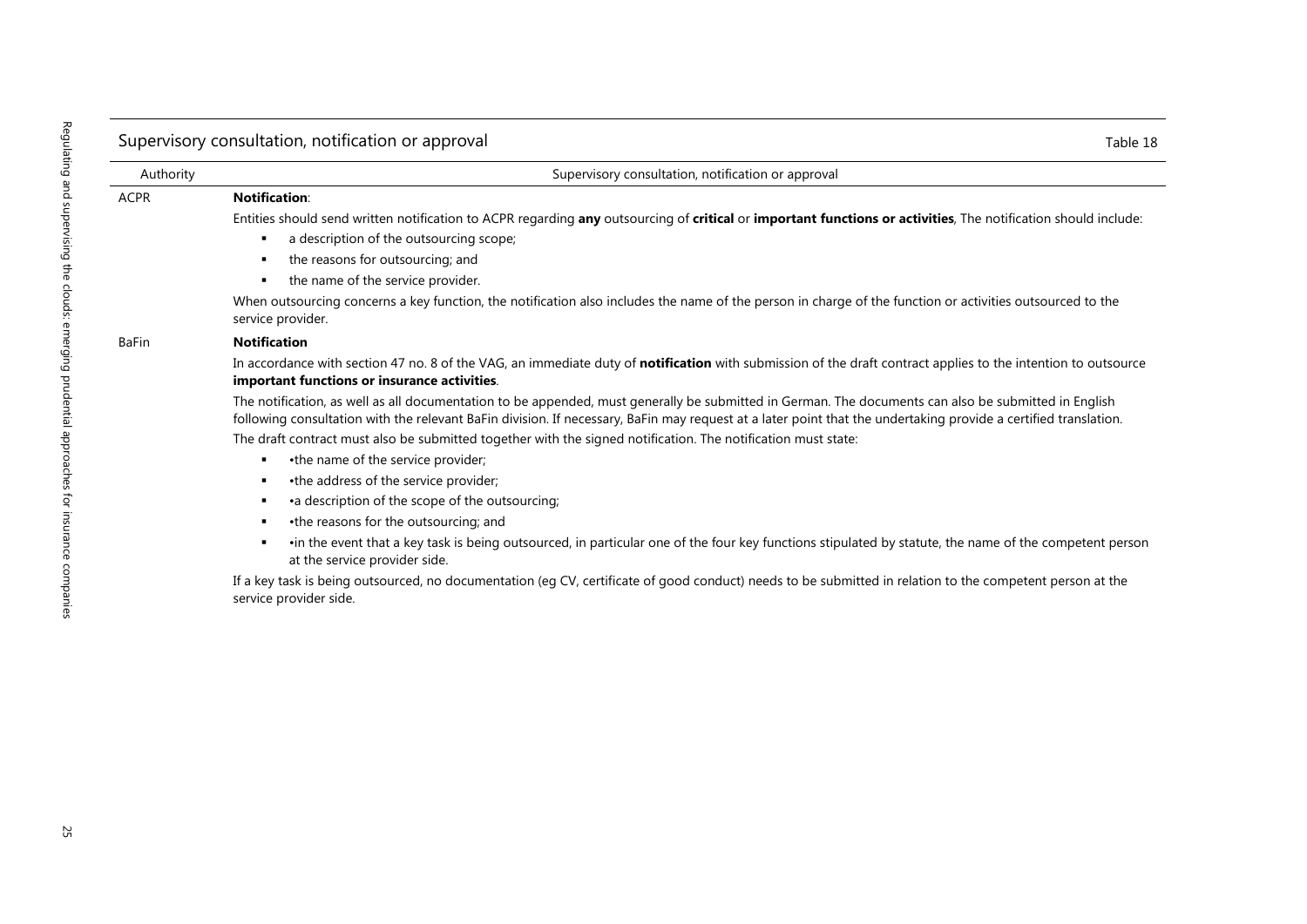Supervisory consultation, notification or approval

Table 18

| Authority | Supervisory consultation, notification or approval |
|---|---|
| ACPR | **Notification**:<br>Entities should send written notification to ACPR regarding **any** outsourcing of **critical** or **important functions or activities**, The notification should include:<br>▪ a description of the outsourcing scope;<br>▪ the reasons for outsourcing; and<br>▪ the name of the service provider.<br>When outsourcing concerns a key function, the notification also includes the name of the person in charge of the function or activities outsourced to the service provider. |
| BaFin | **Notification**<br>In accordance with section 47 no. 8 of the VAG, an immediate duty of **notification** with submission of the draft contract applies to the intention to outsource **important functions or insurance activities**.<br>The notification, as well as all documentation to be appended, must generally be submitted in German. The documents can also be submitted in English following consultation with the relevant BaFin division. If necessary, BaFin may request at a later point that the undertaking provide a certified translation.<br>The draft contract must also be submitted together with the signed notification. The notification must state:<br>▪ •the name of the service provider;<br>▪ •the address of the service provider;<br>▪ •a description of the scope of the outsourcing;<br>▪ •the reasons for the outsourcing; and<br>▪ •in the event that a key task is being outsourced, in particular one of the four key functions stipulated by statute, the name of the competent person at the service provider side.<br>If a key task is being outsourced, no documentation (eg CV, certificate of good conduct) needs to be submitted in relation to the competent person at the service provider side. |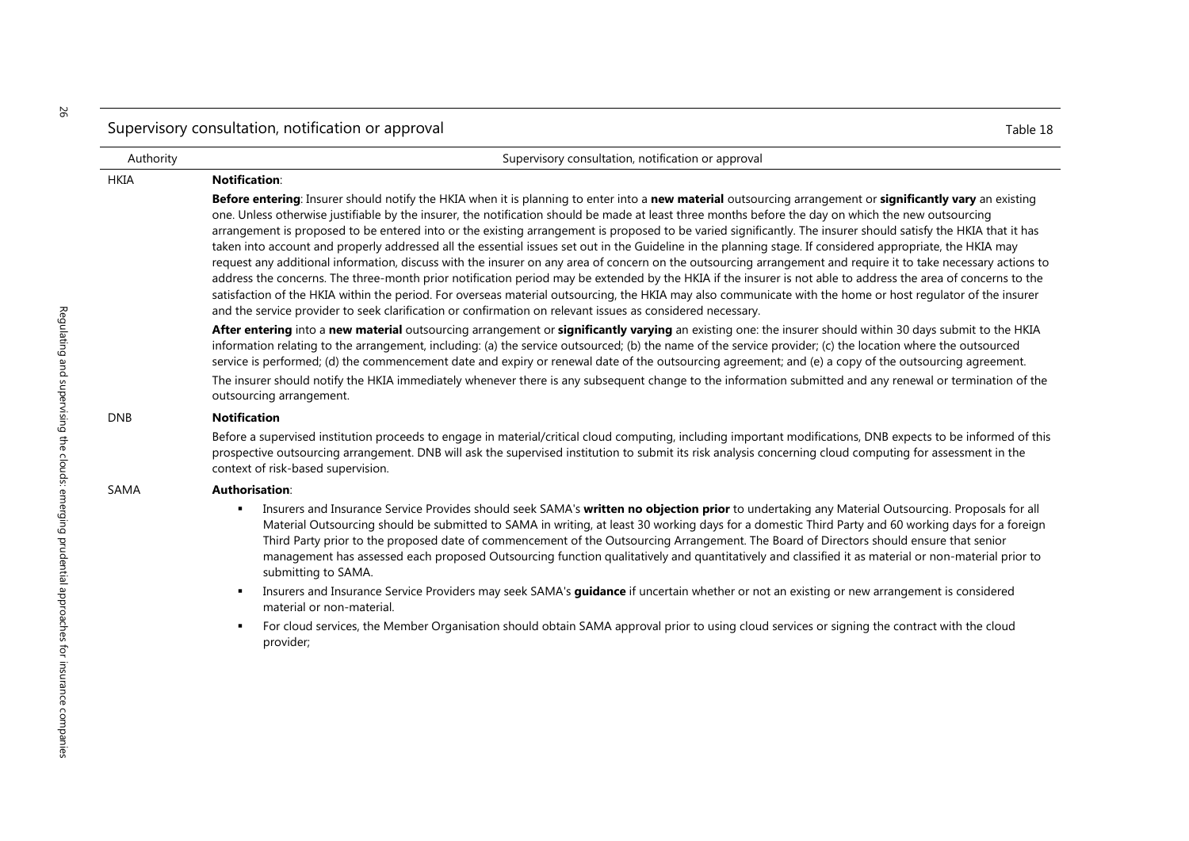## Supervisory consultation, notification or approval

Table 18

| Authority | Supervisory consultation, notification or approval |
|---|---|
| HKIA | **Notification**:<br>**Before entering**: Insurer should notify the HKIA when it is planning to enter into a **new material** outsourcing arrangement or **significantly vary** an existing one. Unless otherwise justifiable by the insurer, the notification should be made at least three months before the day on which the new outsourcing arrangement is proposed to be entered into or the existing arrangement is proposed to be varied significantly. The insurer should satisfy the HKIA that it has taken into account and properly addressed all the essential issues set out in the Guideline in the planning stage. If considered appropriate, the HKIA may request any additional information, discuss with the insurer on any area of concern on the outsourcing arrangement and require it to take necessary actions to address the concerns. The three-month prior notification period may be extended by the HKIA if the insurer is not able to address the area of concerns to the satisfaction of the HKIA within the period. For overseas material outsourcing, the HKIA may also communicate with the home or host regulator of the insurer and the service provider to seek clarification or confirmation on relevant issues as considered necessary.<br>**After entering** into a **new material** outsourcing arrangement or **significantly varying** an existing one: the insurer should within 30 days submit to the HKIA information relating to the arrangement, including: (a) the service outsourced; (b) the name of the service provider; (c) the location where the outsourced service is performed; (d) the commencement date and expiry or renewal date of the outsourcing agreement; and (e) a copy of the outsourcing agreement.<br>The insurer should notify the HKIA immediately whenever there is any subsequent change to the information submitted and any renewal or termination of the outsourcing arrangement. |
| DNB | **Notification**<br>Before a supervised institution proceeds to engage in material/critical cloud computing, including important modifications, DNB expects to be informed of this prospective outsourcing arrangement. DNB will ask the supervised institution to submit its risk analysis concerning cloud computing for assessment in the context of risk-based supervision. |
| SAMA | **Authorisation**:<br>▪ Insurers and Insurance Service Provides should seek SAMA's **written no objection prior** to undertaking any Material Outsourcing. Proposals for all Material Outsourcing should be submitted to SAMA in writing, at least 30 working days for a domestic Third Party and 60 working days for a foreign Third Party prior to the proposed date of commencement of the Outsourcing Arrangement. The Board of Directors should ensure that senior management has assessed each proposed Outsourcing function qualitatively and quantitatively and classified it as material or non-material prior to submitting to SAMA.<br>▪ Insurers and Insurance Service Providers may seek SAMA's **guidance** if uncertain whether or not an existing or new arrangement is considered material or non-material.<br>▪ For cloud services, the Member Organisation should obtain SAMA approval prior to using cloud services or signing the contract with the cloud provider; |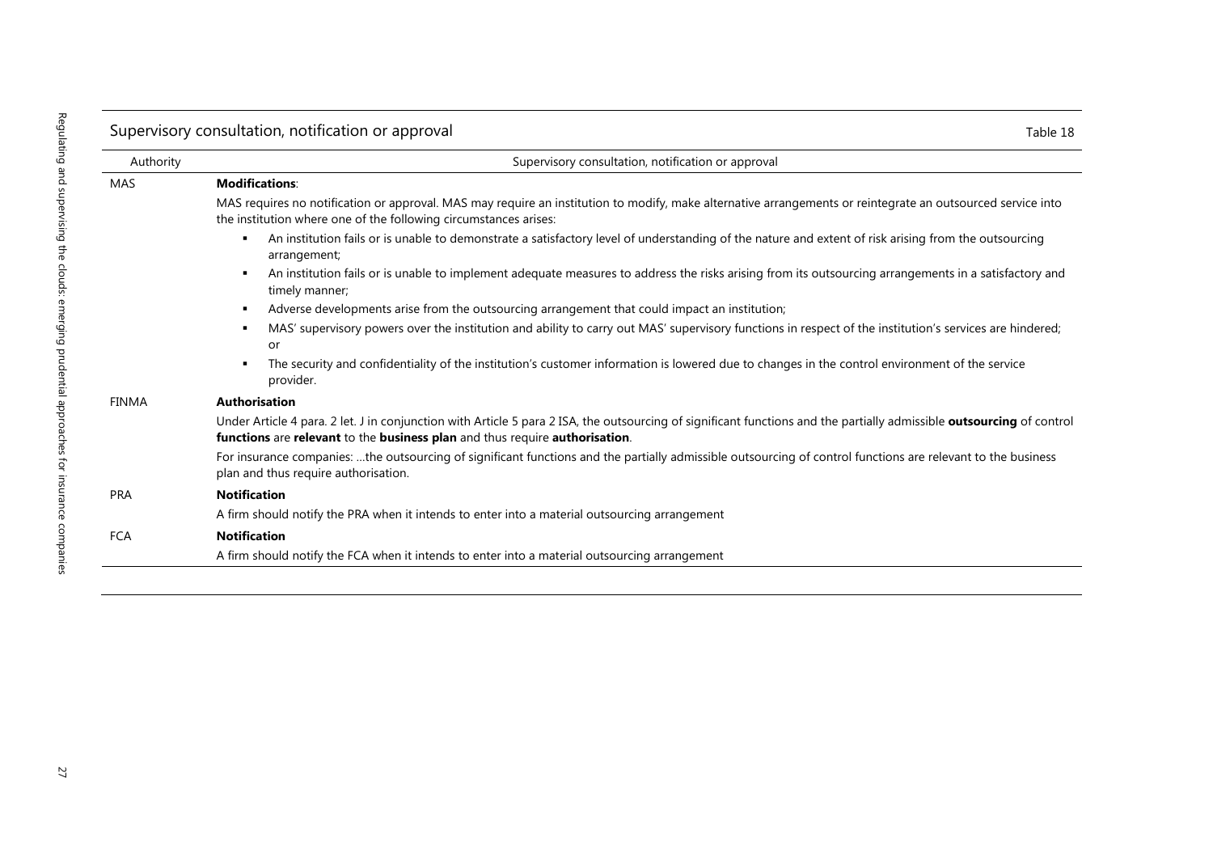Supervisory consultation, notification or approval

Table 18

| Authority | Supervisory consultation, notification or approval |
|---|---|
| MAS | **Modifications**:<br>MAS requires no notification or approval. MAS may require an institution to modify, make alternative arrangements or reintegrate an outsourced service into the institution where one of the following circumstances arises:<br>▪ An institution fails or is unable to demonstrate a satisfactory level of understanding of the nature and extent of risk arising from the outsourcing arrangement;<br>▪ An institution fails or is unable to implement adequate measures to address the risks arising from its outsourcing arrangements in a satisfactory and timely manner;<br>▪ Adverse developments arise from the outsourcing arrangement that could impact an institution;<br>▪ MAS' supervisory powers over the institution and ability to carry out MAS' supervisory functions in respect of the institution's services are hindered; or<br>▪ The security and confidentiality of the institution's customer information is lowered due to changes in the control environment of the service provider. |
| FINMA | **Authorisation**<br>Under Article 4 para. 2 let. J in conjunction with Article 5 para 2 ISA, the outsourcing of significant functions and the partially admissible **outsourcing** of control **functions** are **relevant** to the **business plan** and thus require **authorisation**.<br>For insurance companies: …the outsourcing of significant functions and the partially admissible outsourcing of control functions are relevant to the business plan and thus require authorisation. |
| PRA | **Notification**<br>A firm should notify the PRA when it intends to enter into a material outsourcing arrangement |
| FCA | **Notification**<br>A firm should notify the FCA when it intends to enter into a material outsourcing arrangement |